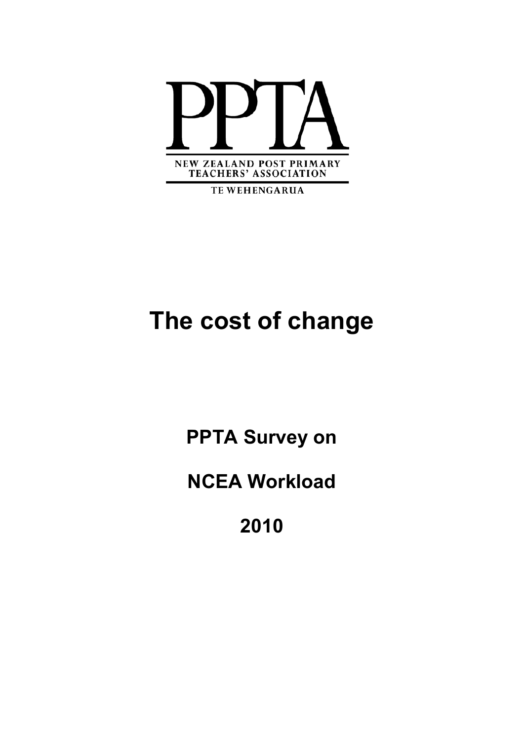PPTA

NEW ZEALAND POST PRIMARY TEACHERS' ASSOCIATION

TE WEHENGARUA

# The cost of change

## PPTA Survey on

## NCEA Workload

## 2010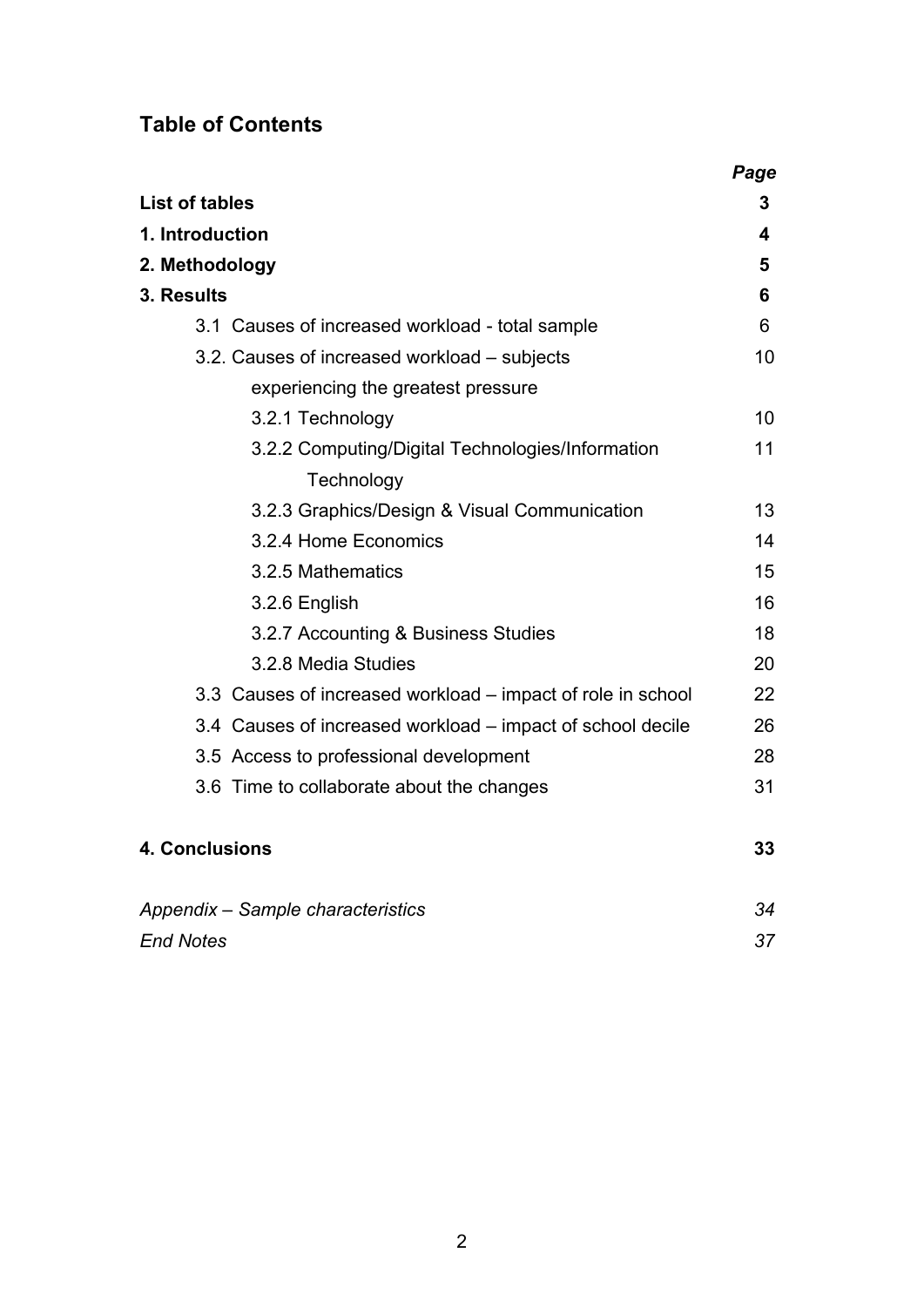## Table of Contents

| | *Page* |
|---|---|
| **List of tables** | **3** |
| **1. Introduction** | **4** |
| **2. Methodology** | **5** |
| **3. Results** | **6** |
| 3.1 Causes of increased workload - total sample | 6 |
| 3.2. Causes of increased workload – subjects experiencing the greatest pressure | 10 |
| 3.2.1 Technology | 10 |
| 3.2.2 Computing/Digital Technologies/Information Technology | 11 |
| 3.2.3 Graphics/Design & Visual Communication | 13 |
| 3.2.4 Home Economics | 14 |
| 3.2.5 Mathematics | 15 |
| 3.2.6 English | 16 |
| 3.2.7 Accounting & Business Studies | 18 |
| 3.2.8 Media Studies | 20 |
| 3.3 Causes of increased workload – impact of role in school | 22 |
| 3.4 Causes of increased workload – impact of school decile | 26 |
| 3.5 Access to professional development | 28 |
| 3.6 Time to collaborate about the changes | 31 |
| **4. Conclusions** | **33** |
| *Appendix – Sample characteristics* | *34* |
| *End Notes* | *37* |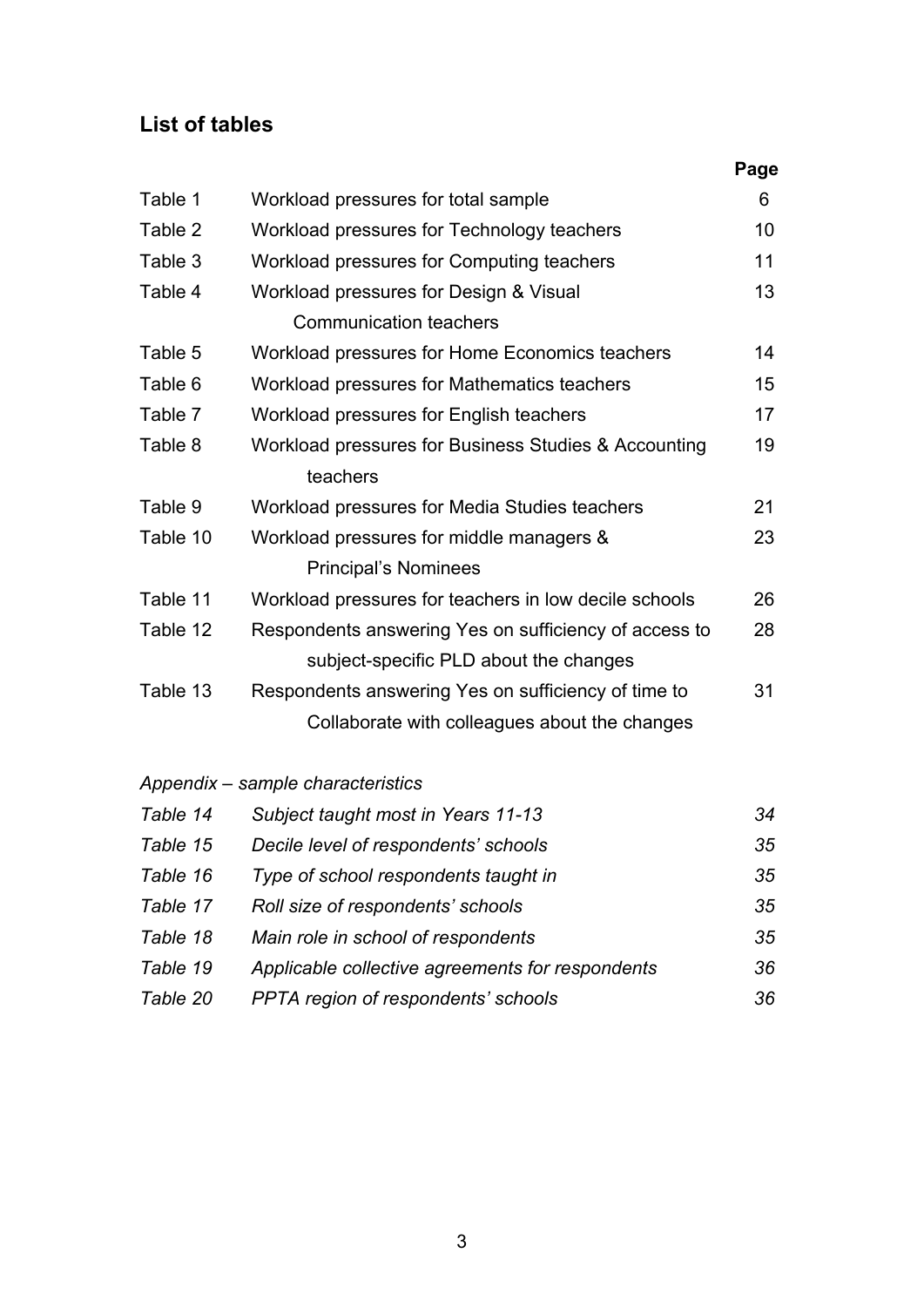## List of tables

| | | Page |
|---|---|---|
| Table 1 | Workload pressures for total sample | 6 |
| Table 2 | Workload pressures for Technology teachers | 10 |
| Table 3 | Workload pressures for Computing teachers | 11 |
| Table 4 | Workload pressures for Design & Visual Communication teachers | 13 |
| Table 5 | Workload pressures for Home Economics teachers | 14 |
| Table 6 | Workload pressures for Mathematics teachers | 15 |
| Table 7 | Workload pressures for English teachers | 17 |
| Table 8 | Workload pressures for Business Studies & Accounting teachers | 19 |
| Table 9 | Workload pressures for Media Studies teachers | 21 |
| Table 10 | Workload pressures for middle managers & Principal's Nominees | 23 |
| Table 11 | Workload pressures for teachers in low decile schools | 26 |
| Table 12 | Respondents answering Yes on sufficiency of access to subject-specific PLD about the changes | 28 |
| Table 13 | Respondents answering Yes on sufficiency of time to Collaborate with colleagues about the changes | 31 |

*Appendix – sample characteristics*

| | | |
|---|---|---|
| *Table 14* | *Subject taught most in Years 11-13* | *34* |
| *Table 15* | *Decile level of respondents' schools* | *35* |
| *Table 16* | *Type of school respondents taught in* | *35* |
| *Table 17* | *Roll size of respondents' schools* | *35* |
| *Table 18* | *Main role in school of respondents* | *35* |
| *Table 19* | *Applicable collective agreements for respondents* | *36* |
| *Table 20* | *PPTA region of respondents' schools* | *36* |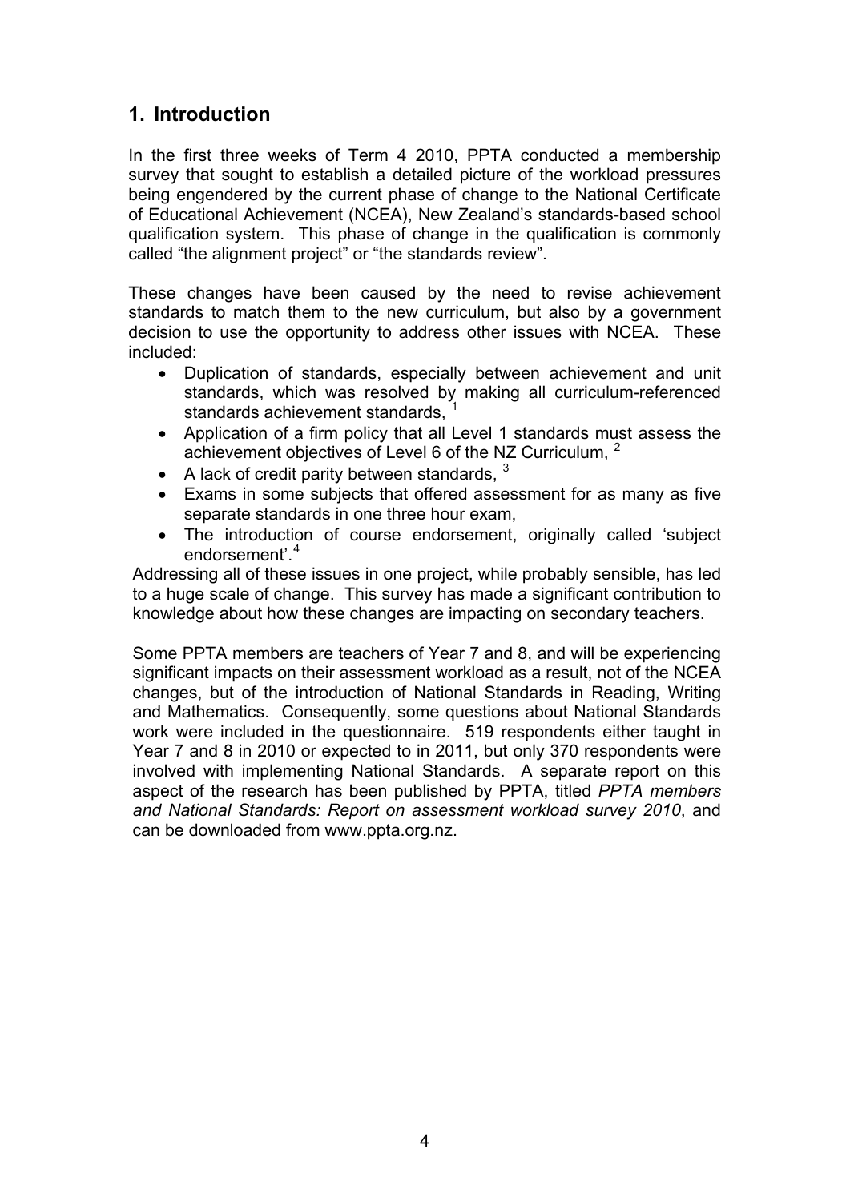## 1. Introduction

In the first three weeks of Term 4 2010, PPTA conducted a membership survey that sought to establish a detailed picture of the workload pressures being engendered by the current phase of change to the National Certificate of Educational Achievement (NCEA), New Zealand's standards-based school qualification system. This phase of change in the qualification is commonly called "the alignment project" or "the standards review".

These changes have been caused by the need to revise achievement standards to match them to the new curriculum, but also by a government decision to use the opportunity to address other issues with NCEA. These included:

- Duplication of standards, especially between achievement and unit standards, which was resolved by making all curriculum-referenced standards achievement standards, [1]
- Application of a firm policy that all Level 1 standards must assess the achievement objectives of Level 6 of the NZ Curriculum, [2]
- A lack of credit parity between standards, [3]
- Exams in some subjects that offered assessment for as many as five separate standards in one three hour exam,
- The introduction of course endorsement, originally called 'subject endorsement'.[4]

Addressing all of these issues in one project, while probably sensible, has led to a huge scale of change. This survey has made a significant contribution to knowledge about how these changes are impacting on secondary teachers.

Some PPTA members are teachers of Year 7 and 8, and will be experiencing significant impacts on their assessment workload as a result, not of the NCEA changes, but of the introduction of National Standards in Reading, Writing and Mathematics. Consequently, some questions about National Standards work were included in the questionnaire. 519 respondents either taught in Year 7 and 8 in 2010 or expected to in 2011, but only 370 respondents were involved with implementing National Standards. A separate report on this aspect of the research has been published by PPTA, titled *PPTA members and National Standards: Report on assessment workload survey 2010*, and can be downloaded from www.ppta.org.nz.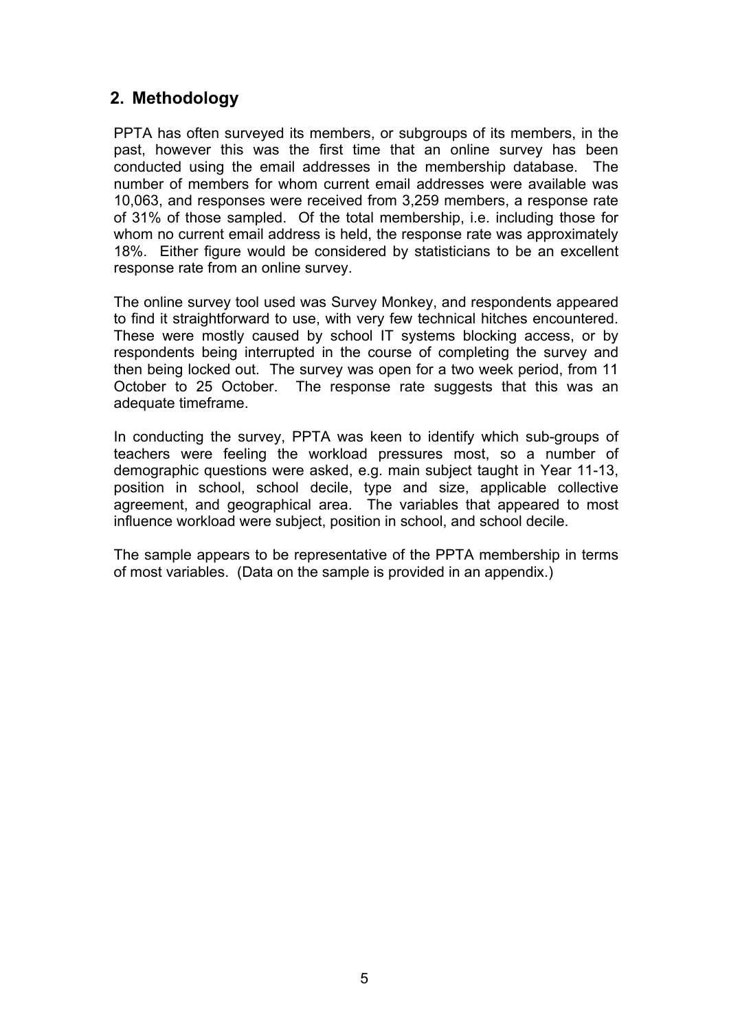## 2. Methodology

PPTA has often surveyed its members, or subgroups of its members, in the past, however this was the first time that an online survey has been conducted using the email addresses in the membership database. The number of members for whom current email addresses were available was 10,063, and responses were received from 3,259 members, a response rate of 31% of those sampled. Of the total membership, i.e. including those for whom no current email address is held, the response rate was approximately 18%. Either figure would be considered by statisticians to be an excellent response rate from an online survey.

The online survey tool used was Survey Monkey, and respondents appeared to find it straightforward to use, with very few technical hitches encountered. These were mostly caused by school IT systems blocking access, or by respondents being interrupted in the course of completing the survey and then being locked out. The survey was open for a two week period, from 11 October to 25 October. The response rate suggests that this was an adequate timeframe.

In conducting the survey, PPTA was keen to identify which sub-groups of teachers were feeling the workload pressures most, so a number of demographic questions were asked, e.g. main subject taught in Year 11-13, position in school, school decile, type and size, applicable collective agreement, and geographical area. The variables that appeared to most influence workload were subject, position in school, and school decile.

The sample appears to be representative of the PPTA membership in terms of most variables. (Data on the sample is provided in an appendix.)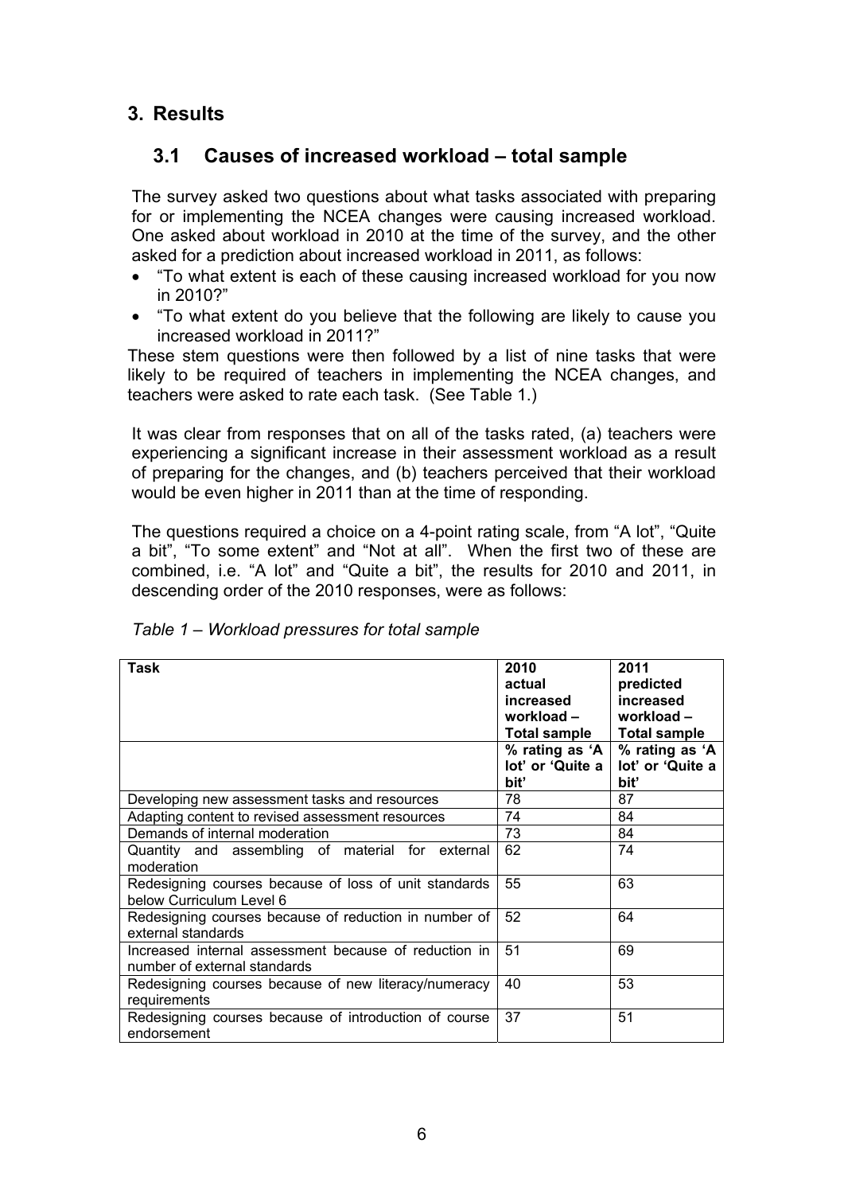## 3. Results

### 3.1 Causes of increased workload – total sample

The survey asked two questions about what tasks associated with preparing for or implementing the NCEA changes were causing increased workload. One asked about workload in 2010 at the time of the survey, and the other asked for a prediction about increased workload in 2011, as follows:

- "To what extent is each of these causing increased workload for you now in 2010?"
- "To what extent do you believe that the following are likely to cause you increased workload in 2011?"

These stem questions were then followed by a list of nine tasks that were likely to be required of teachers in implementing the NCEA changes, and teachers were asked to rate each task. (See Table 1.)

It was clear from responses that on all of the tasks rated, (a) teachers were experiencing a significant increase in their assessment workload as a result of preparing for the changes, and (b) teachers perceived that their workload would be even higher in 2011 than at the time of responding.

The questions required a choice on a 4-point rating scale, from "A lot", "Quite a bit", "To some extent" and "Not at all". When the first two of these are combined, i.e. "A lot" and "Quite a bit", the results for 2010 and 2011, in descending order of the 2010 responses, were as follows:

*Table 1 – Workload pressures for total sample*

| Task | 2010 actual increased workload – Total sample | 2011 predicted increased workload – Total sample |
|---|---|---|
| | % rating as 'A lot' or 'Quite a bit' | % rating as 'A lot' or 'Quite a bit' |
| Developing new assessment tasks and resources | 78 | 87 |
| Adapting content to revised assessment resources | 74 | 84 |
| Demands of internal moderation | 73 | 84 |
| Quantity and assembling of material for external moderation | 62 | 74 |
| Redesigning courses because of loss of unit standards below Curriculum Level 6 | 55 | 63 |
| Redesigning courses because of reduction in number of external standards | 52 | 64 |
| Increased internal assessment because of reduction in number of external standards | 51 | 69 |
| Redesigning courses because of new literacy/numeracy requirements | 40 | 53 |
| Redesigning courses because of introduction of course endorsement | 37 | 51 |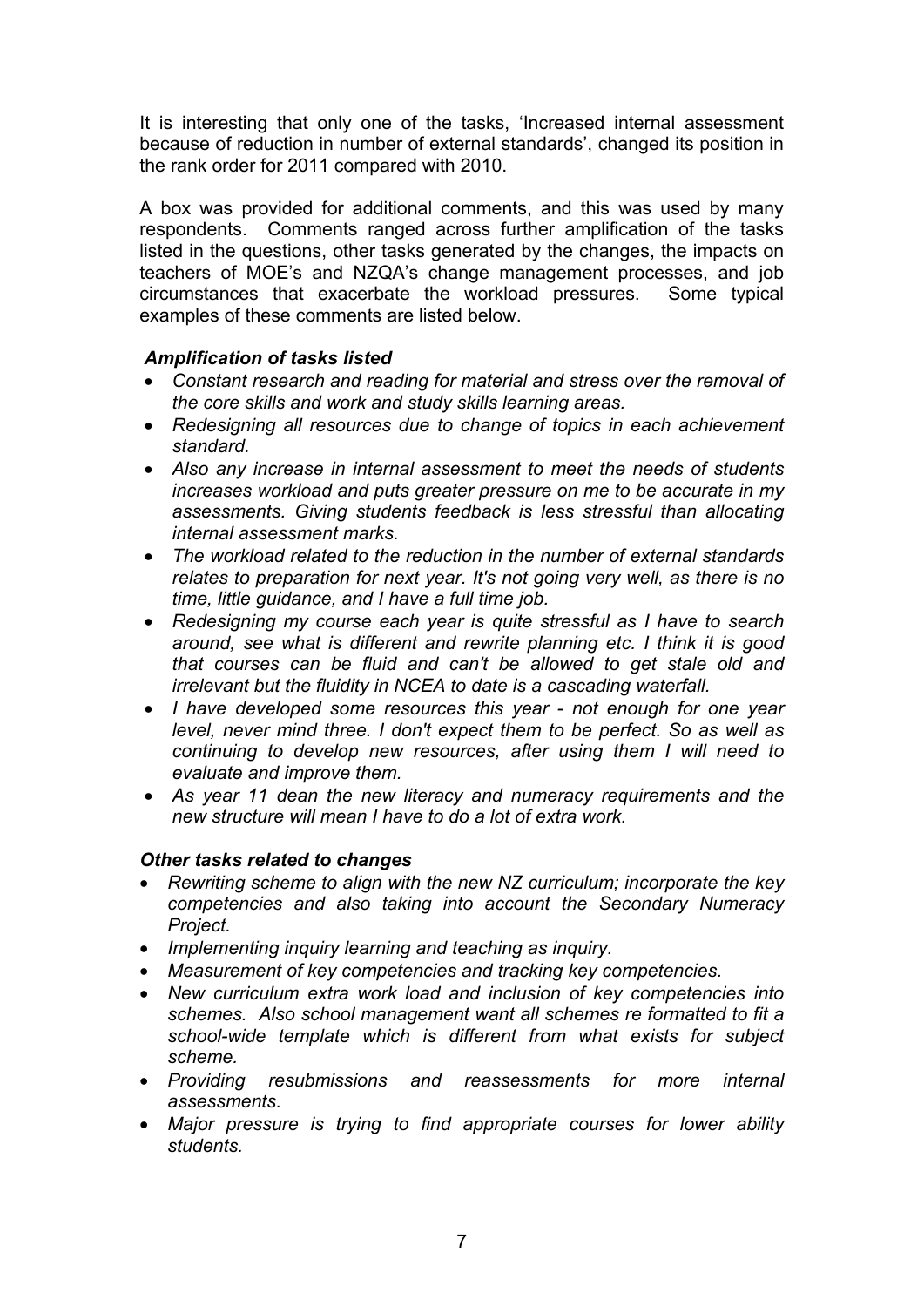It is interesting that only one of the tasks, 'Increased internal assessment because of reduction in number of external standards', changed its position in the rank order for 2011 compared with 2010.

A box was provided for additional comments, and this was used by many respondents. Comments ranged across further amplification of the tasks listed in the questions, other tasks generated by the changes, the impacts on teachers of MOE's and NZQA's change management processes, and job circumstances that exacerbate the workload pressures. Some typical examples of these comments are listed below.

***Amplification of tasks listed***

- *Constant research and reading for material and stress over the removal of the core skills and work and study skills learning areas.*
- *Redesigning all resources due to change of topics in each achievement standard.*
- *Also any increase in internal assessment to meet the needs of students increases workload and puts greater pressure on me to be accurate in my assessments. Giving students feedback is less stressful than allocating internal assessment marks.*
- *The workload related to the reduction in the number of external standards relates to preparation for next year. It's not going very well, as there is no time, little guidance, and I have a full time job.*
- *Redesigning my course each year is quite stressful as I have to search around, see what is different and rewrite planning etc. I think it is good that courses can be fluid and can't be allowed to get stale old and irrelevant but the fluidity in NCEA to date is a cascading waterfall.*
- *I have developed some resources this year - not enough for one year level, never mind three. I don't expect them to be perfect. So as well as continuing to develop new resources, after using them I will need to evaluate and improve them.*
- *As year 11 dean the new literacy and numeracy requirements and the new structure will mean I have to do a lot of extra work.*

***Other tasks related to changes***

- *Rewriting scheme to align with the new NZ curriculum; incorporate the key competencies and also taking into account the Secondary Numeracy Project.*
- *Implementing inquiry learning and teaching as inquiry.*
- *Measurement of key competencies and tracking key competencies.*
- *New curriculum extra work load and inclusion of key competencies into schemes. Also school management want all schemes re formatted to fit a school-wide template which is different from what exists for subject scheme.*
- *Providing resubmissions and reassessments for more internal assessments.*
- *Major pressure is trying to find appropriate courses for lower ability students.*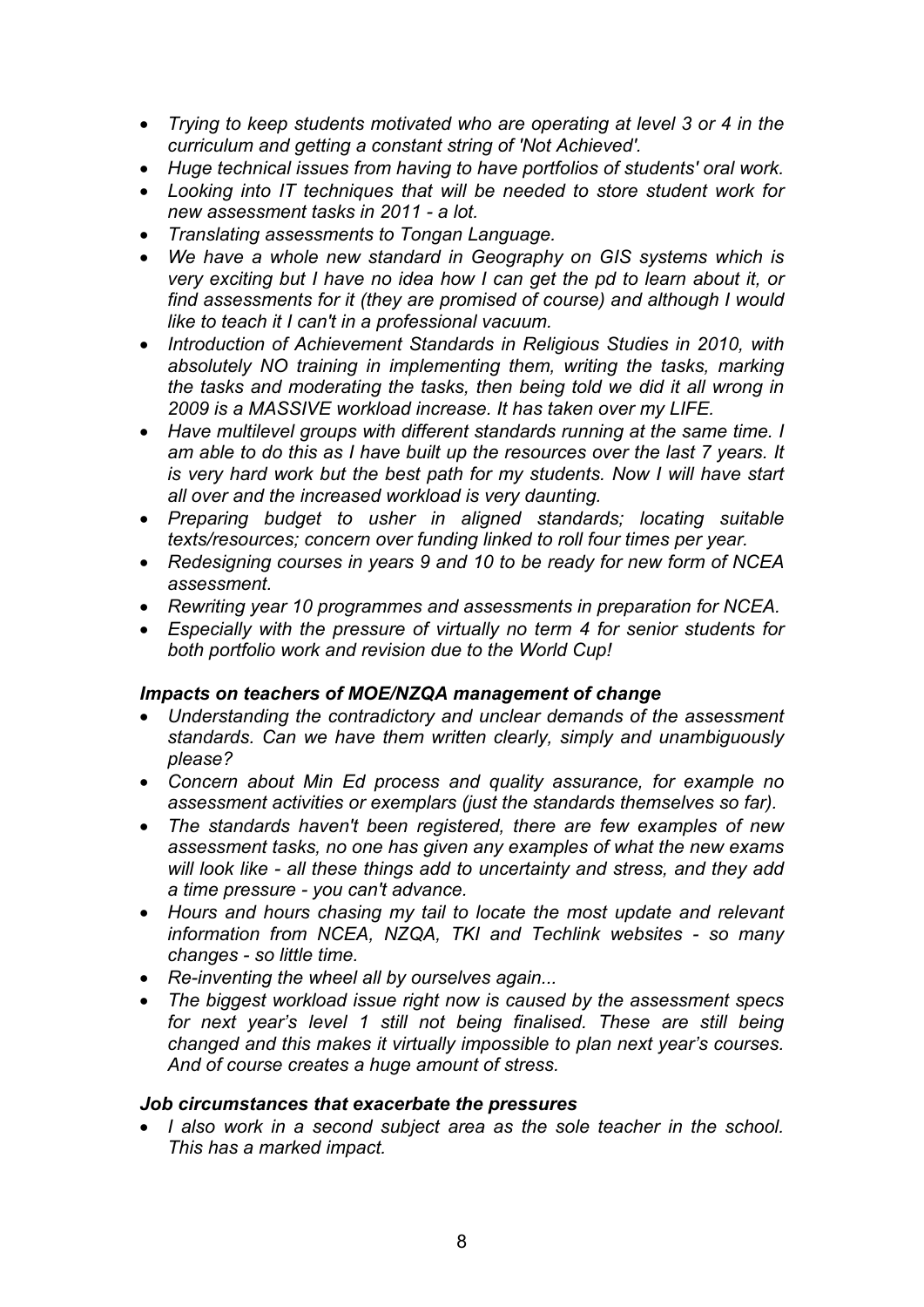- *Trying to keep students motivated who are operating at level 3 or 4 in the curriculum and getting a constant string of 'Not Achieved'.*
- *Huge technical issues from having to have portfolios of students' oral work.*
- *Looking into IT techniques that will be needed to store student work for new assessment tasks in 2011 - a lot.*
- *Translating assessments to Tongan Language.*
- *We have a whole new standard in Geography on GIS systems which is very exciting but I have no idea how I can get the pd to learn about it, or find assessments for it (they are promised of course) and although I would like to teach it I can't in a professional vacuum.*
- *Introduction of Achievement Standards in Religious Studies in 2010, with absolutely NO training in implementing them, writing the tasks, marking the tasks and moderating the tasks, then being told we did it all wrong in 2009 is a MASSIVE workload increase. It has taken over my LIFE.*
- *Have multilevel groups with different standards running at the same time. I am able to do this as I have built up the resources over the last 7 years. It is very hard work but the best path for my students. Now I will have start all over and the increased workload is very daunting.*
- *Preparing budget to usher in aligned standards; locating suitable texts/resources; concern over funding linked to roll four times per year.*
- *Redesigning courses in years 9 and 10 to be ready for new form of NCEA assessment.*
- *Rewriting year 10 programmes and assessments in preparation for NCEA.*
- *Especially with the pressure of virtually no term 4 for senior students for both portfolio work and revision due to the World Cup!*

### *Impacts on teachers of MOE/NZQA management of change*

- *Understanding the contradictory and unclear demands of the assessment standards. Can we have them written clearly, simply and unambiguously please?*
- *Concern about Min Ed process and quality assurance, for example no assessment activities or exemplars (just the standards themselves so far).*
- *The standards haven't been registered, there are few examples of new assessment tasks, no one has given any examples of what the new exams will look like - all these things add to uncertainty and stress, and they add a time pressure - you can't advance.*
- *Hours and hours chasing my tail to locate the most update and relevant information from NCEA, NZQA, TKI and Techlink websites - so many changes - so little time.*
- *Re-inventing the wheel all by ourselves again...*
- *The biggest workload issue right now is caused by the assessment specs for next year's level 1 still not being finalised. These are still being changed and this makes it virtually impossible to plan next year's courses. And of course creates a huge amount of stress.*

### *Job circumstances that exacerbate the pressures*

- *I also work in a second subject area as the sole teacher in the school. This has a marked impact.*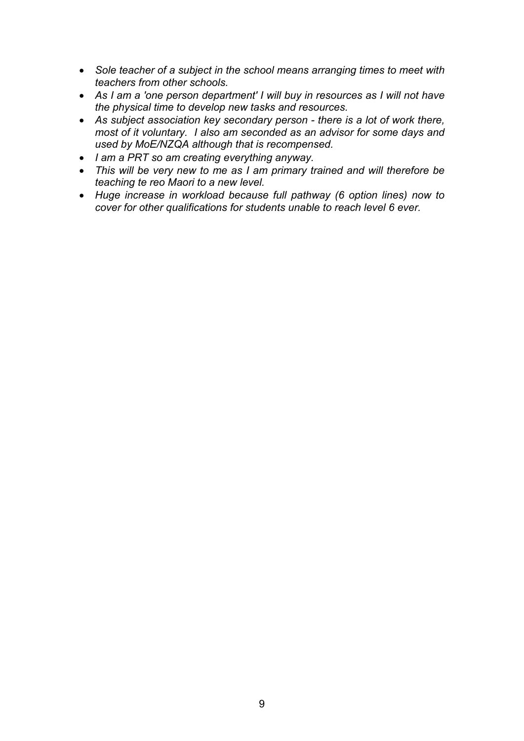- *Sole teacher of a subject in the school means arranging times to meet with teachers from other schools.*
- *As I am a 'one person department' I will buy in resources as I will not have the physical time to develop new tasks and resources.*
- *As subject association key secondary person - there is a lot of work there, most of it voluntary. I also am seconded as an advisor for some days and used by MoE/NZQA although that is recompensed.*
- *I am a PRT so am creating everything anyway.*
- *This will be very new to me as I am primary trained and will therefore be teaching te reo Maori to a new level.*
- *Huge increase in workload because full pathway (6 option lines) now to cover for other qualifications for students unable to reach level 6 ever.*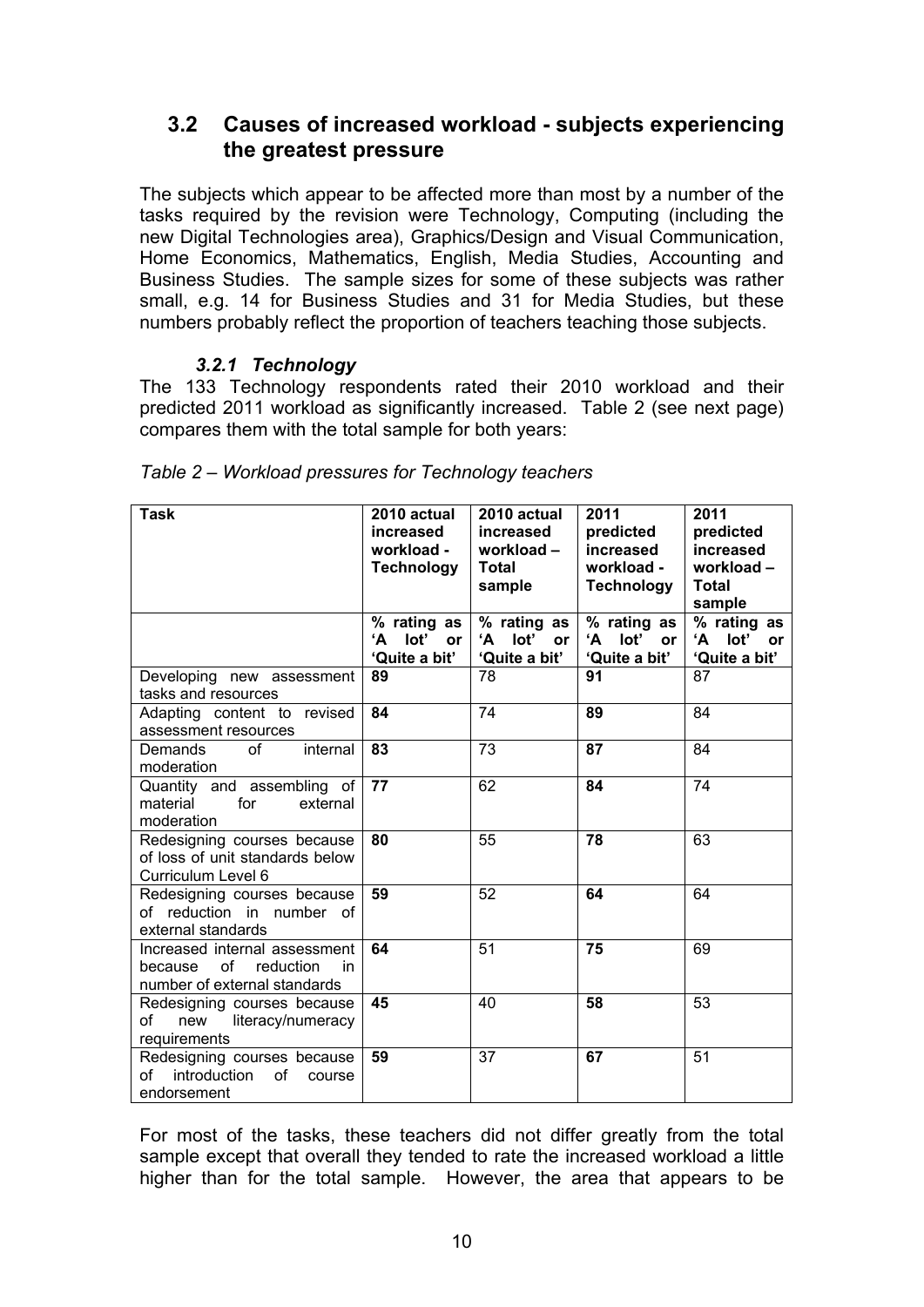## 3.2 Causes of increased workload - subjects experiencing the greatest pressure

The subjects which appear to be affected more than most by a number of the tasks required by the revision were Technology, Computing (including the new Digital Technologies area), Graphics/Design and Visual Communication, Home Economics, Mathematics, English, Media Studies, Accounting and Business Studies. The sample sizes for some of these subjects was rather small, e.g. 14 for Business Studies and 31 for Media Studies, but these numbers probably reflect the proportion of teachers teaching those subjects.

### *3.2.1 Technology*

The 133 Technology respondents rated their 2010 workload and their predicted 2011 workload as significantly increased. Table 2 (see next page) compares them with the total sample for both years:

*Table 2 – Workload pressures for Technology teachers*

| **Task** | **2010 actual increased workload - Technology** | **2010 actual increased workload – Total sample** | **2011 predicted increased workload - Technology** | **2011 predicted increased workload – Total sample** |
|---|---|---|---|---|
| | **% rating as 'A lot' or 'Quite a bit'** | **% rating as 'A lot' or 'Quite a bit'** | **% rating as 'A lot' or 'Quite a bit'** | **% rating as 'A lot' or 'Quite a bit'** |
| Developing new assessment tasks and resources | **89** | 78 | **91** | 87 |
| Adapting content to revised assessment resources | **84** | 74 | **89** | 84 |
| Demands of internal moderation | **83** | 73 | **87** | 84 |
| Quantity and assembling of material for external moderation | **77** | 62 | **84** | 74 |
| Redesigning courses because of loss of unit standards below Curriculum Level 6 | **80** | 55 | **78** | 63 |
| Redesigning courses because of reduction in number of external standards | **59** | 52 | **64** | 64 |
| Increased internal assessment because of reduction in number of external standards | **64** | 51 | **75** | 69 |
| Redesigning courses because of new literacy/numeracy requirements | **45** | 40 | **58** | 53 |
| Redesigning courses because of introduction of course endorsement | **59** | 37 | **67** | 51 |

For most of the tasks, these teachers did not differ greatly from the total sample except that overall they tended to rate the increased workload a little higher than for the total sample. However, the area that appears to be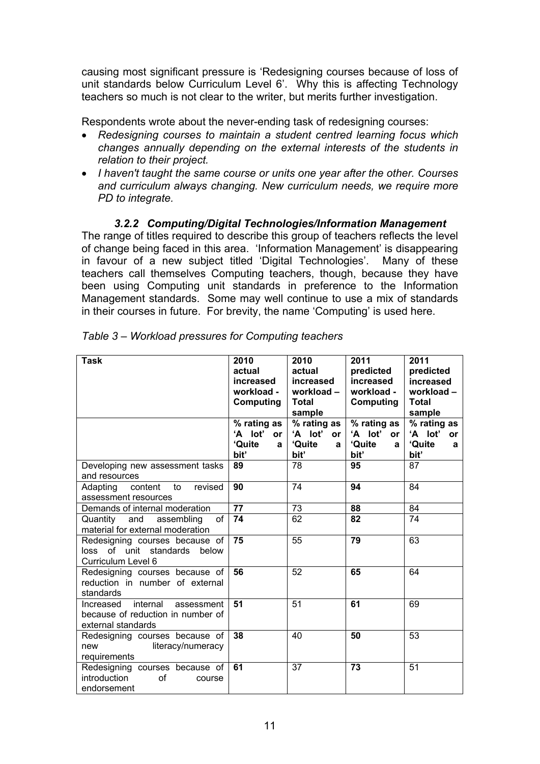causing most significant pressure is 'Redesigning courses because of loss of unit standards below Curriculum Level 6'. Why this is affecting Technology teachers so much is not clear to the writer, but merits further investigation.

Respondents wrote about the never-ending task of redesigning courses:

- *Redesigning courses to maintain a student centred learning focus which changes annually depending on the external interests of the students in relation to their project.*
- *I haven't taught the same course or units one year after the other. Courses and curriculum always changing. New curriculum needs, we require more PD to integrate.*

#### *3.2.2 Computing/Digital Technologies/Information Management*

The range of titles required to describe this group of teachers reflects the level of change being faced in this area. 'Information Management' is disappearing in favour of a new subject titled 'Digital Technologies'. Many of these teachers call themselves Computing teachers, though, because they have been using Computing unit standards in preference to the Information Management standards. Some may well continue to use a mix of standards in their courses in future. For brevity, the name 'Computing' is used here.

*Table 3 – Workload pressures for Computing teachers*

| **Task** | **2010 actual increased workload - Computing** | **2010 actual increased workload – Total sample** | **2011 predicted increased workload - Computing** | **2011 predicted increased workload – Total sample** |
|---|---|---|---|---|
| | **% rating as 'A lot' or 'Quite a bit'** | **% rating as 'A lot' or 'Quite a bit'** | **% rating as 'A lot' or 'Quite a bit'** | **% rating as 'A lot' or 'Quite a bit'** |
| Developing new assessment tasks and resources | **89** | 78 | **95** | 87 |
| Adapting content to revised assessment resources | **90** | 74 | **94** | 84 |
| Demands of internal moderation | **77** | 73 | **88** | 84 |
| Quantity and assembling of material for external moderation | **74** | 62 | **82** | 74 |
| Redesigning courses because of loss of unit standards below Curriculum Level 6 | **75** | 55 | **79** | 63 |
| Redesigning courses because of reduction in number of external standards | **56** | 52 | **65** | 64 |
| Increased internal assessment because of reduction in number of external standards | **51** | 51 | **61** | 69 |
| Redesigning courses because of new literacy/numeracy requirements | **38** | 40 | **50** | 53 |
| Redesigning courses because of introduction of course endorsement | **61** | 37 | **73** | 51 |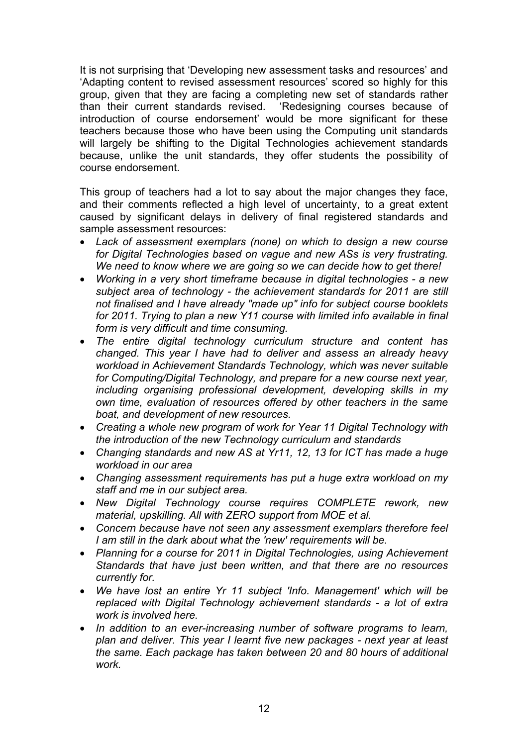It is not surprising that 'Developing new assessment tasks and resources' and 'Adapting content to revised assessment resources' scored so highly for this group, given that they are facing a completing new set of standards rather than their current standards revised. 'Redesigning courses because of introduction of course endorsement' would be more significant for these teachers because those who have been using the Computing unit standards will largely be shifting to the Digital Technologies achievement standards because, unlike the unit standards, they offer students the possibility of course endorsement.

This group of teachers had a lot to say about the major changes they face, and their comments reflected a high level of uncertainty, to a great extent caused by significant delays in delivery of final registered standards and sample assessment resources:

- *Lack of assessment exemplars (none) on which to design a new course for Digital Technologies based on vague and new ASs is very frustrating. We need to know where we are going so we can decide how to get there!*
- *Working in a very short timeframe because in digital technologies - a new subject area of technology - the achievement standards for 2011 are still not finalised and I have already "made up" info for subject course booklets for 2011. Trying to plan a new Y11 course with limited info available in final form is very difficult and time consuming.*
- *The entire digital technology curriculum structure and content has changed. This year I have had to deliver and assess an already heavy workload in Achievement Standards Technology, which was never suitable for Computing/Digital Technology, and prepare for a new course next year, including organising professional development, developing skills in my own time, evaluation of resources offered by other teachers in the same boat, and development of new resources.*
- *Creating a whole new program of work for Year 11 Digital Technology with the introduction of the new Technology curriculum and standards*
- *Changing standards and new AS at Yr11, 12, 13 for ICT has made a huge workload in our area*
- *Changing assessment requirements has put a huge extra workload on my staff and me in our subject area.*
- *New Digital Technology course requires COMPLETE rework, new material, upskilling. All with ZERO support from MOE et al.*
- *Concern because have not seen any assessment exemplars therefore feel I am still in the dark about what the 'new' requirements will be.*
- *Planning for a course for 2011 in Digital Technologies, using Achievement Standards that have just been written, and that there are no resources currently for.*
- *We have lost an entire Yr 11 subject 'Info. Management' which will be replaced with Digital Technology achievement standards - a lot of extra work is involved here.*
- *In addition to an ever-increasing number of software programs to learn, plan and deliver. This year I learnt five new packages - next year at least the same. Each package has taken between 20 and 80 hours of additional work.*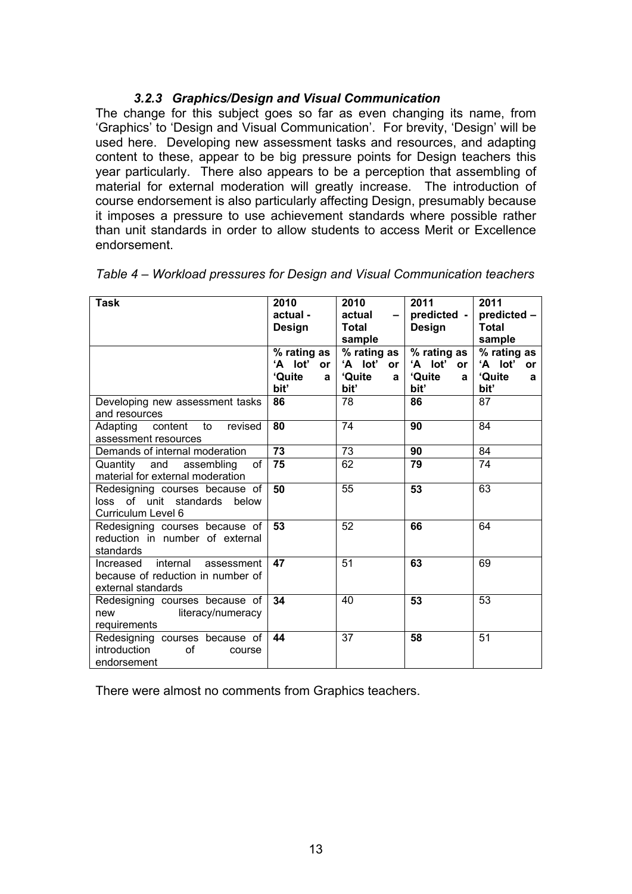### *3.2.3 Graphics/Design and Visual Communication*

The change for this subject goes so far as even changing its name, from 'Graphics' to 'Design and Visual Communication'. For brevity, 'Design' will be used here. Developing new assessment tasks and resources, and adapting content to these, appear to be big pressure points for Design teachers this year particularly. There also appears to be a perception that assembling of material for external moderation will greatly increase. The introduction of course endorsement is also particularly affecting Design, presumably because it imposes a pressure to use achievement standards where possible rather than unit standards in order to allow students to access Merit or Excellence endorsement.

*Table 4 – Workload pressures for Design and Visual Communication teachers*

| **Task** | **2010 actual - Design** | **2010 actual – Total sample** | **2011 predicted - Design** | **2011 predicted – Total sample** |
|---|---|---|---|---|
| | **% rating as 'A lot' or 'Quite a bit'** | **% rating as 'A lot' or 'Quite a bit'** | **% rating as 'A lot' or 'Quite a bit'** | **% rating as 'A lot' or 'Quite a bit'** |
| Developing new assessment tasks and resources | **86** | 78 | **86** | 87 |
| Adapting content to revised assessment resources | **80** | 74 | **90** | 84 |
| Demands of internal moderation | **73** | 73 | **90** | 84 |
| Quantity and assembling of material for external moderation | **75** | 62 | **79** | 74 |
| Redesigning courses because of loss of unit standards below Curriculum Level 6 | **50** | 55 | **53** | 63 |
| Redesigning courses because of reduction in number of external standards | **53** | 52 | **66** | 64 |
| Increased internal assessment because of reduction in number of external standards | **47** | 51 | **63** | 69 |
| Redesigning courses because of new literacy/numeracy requirements | **34** | 40 | **53** | 53 |
| Redesigning courses because of introduction of course endorsement | **44** | 37 | **58** | 51 |

There were almost no comments from Graphics teachers.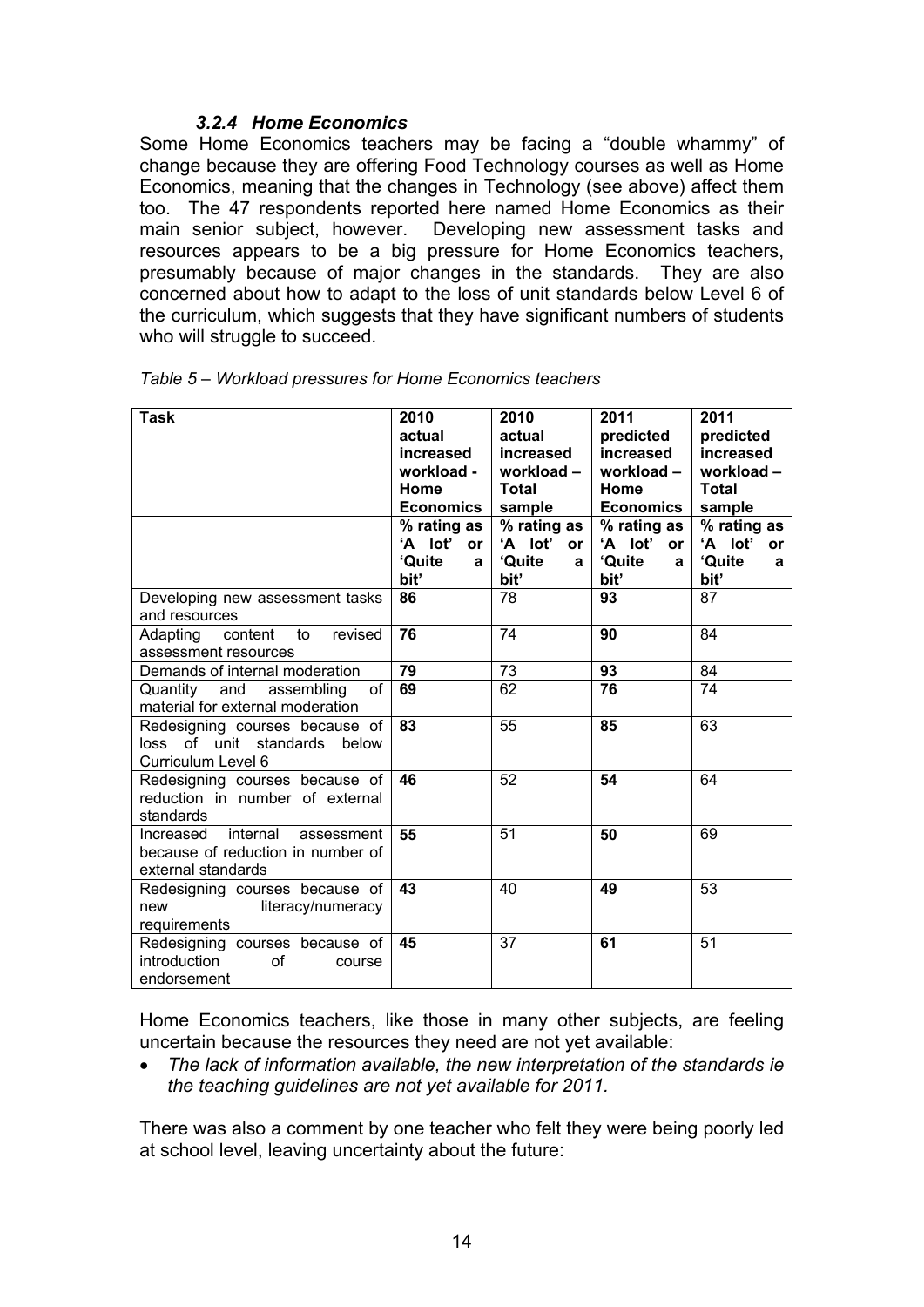### 3.2.4 *Home Economics*

Some Home Economics teachers may be facing a "double whammy" of change because they are offering Food Technology courses as well as Home Economics, meaning that the changes in Technology (see above) affect them too. The 47 respondents reported here named Home Economics as their main senior subject, however. Developing new assessment tasks and resources appears to be a big pressure for Home Economics teachers, presumably because of major changes in the standards. They are also concerned about how to adapt to the loss of unit standards below Level 6 of the curriculum, which suggests that they have significant numbers of students who will struggle to succeed.

*Table 5 – Workload pressures for Home Economics teachers*

| **Task** | **2010 actual increased workload - Home Economics** | **2010 actual increased workload – Total sample** | **2011 predicted increased workload – Home Economics** | **2011 predicted increased workload – Total sample** |
|---|---|---|---|---|
| | **% rating as 'A lot' or 'Quite a bit'** | **% rating as 'A lot' or 'Quite a bit'** | **% rating as 'A lot' or 'Quite a bit'** | **% rating as 'A lot' or 'Quite a bit'** |
| Developing new assessment tasks and resources | **86** | 78 | **93** | 87 |
| Adapting content to revised assessment resources | **76** | 74 | **90** | 84 |
| Demands of internal moderation | **79** | 73 | **93** | 84 |
| Quantity and assembling of material for external moderation | **69** | 62 | **76** | 74 |
| Redesigning courses because of loss of unit standards below Curriculum Level 6 | **83** | 55 | **85** | 63 |
| Redesigning courses because of reduction in number of external standards | **46** | 52 | **54** | 64 |
| Increased internal assessment because of reduction in number of external standards | **55** | 51 | **50** | 69 |
| Redesigning courses because of new literacy/numeracy requirements | **43** | 40 | **49** | 53 |
| Redesigning courses because of introduction of course endorsement | **45** | 37 | **61** | 51 |

Home Economics teachers, like those in many other subjects, are feeling uncertain because the resources they need are not yet available:

- *The lack of information available, the new interpretation of the standards ie the teaching guidelines are not yet available for 2011.*

There was also a comment by one teacher who felt they were being poorly led at school level, leaving uncertainty about the future: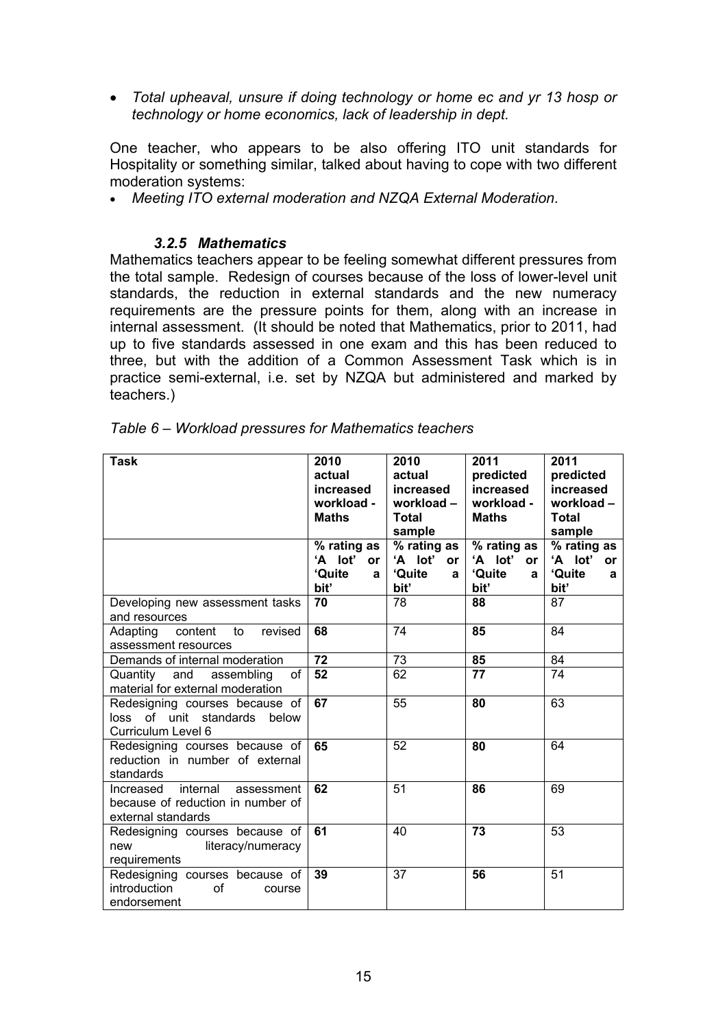- *Total upheaval, unsure if doing technology or home ec and yr 13 hosp or technology or home economics, lack of leadership in dept.*

One teacher, who appears to be also offering ITO unit standards for Hospitality or something similar, talked about having to cope with two different moderation systems:

- *Meeting ITO external moderation and NZQA External Moderation.*

### *3.2.5 Mathematics*

Mathematics teachers appear to be feeling somewhat different pressures from the total sample. Redesign of courses because of the loss of lower-level unit standards, the reduction in external standards and the new numeracy requirements are the pressure points for them, along with an increase in internal assessment. (It should be noted that Mathematics, prior to 2011, had up to five standards assessed in one exam and this has been reduced to three, but with the addition of a Common Assessment Task which is in practice semi-external, i.e. set by NZQA but administered and marked by teachers.)

*Table 6 – Workload pressures for Mathematics teachers*

| **Task** | **2010 actual increased workload - Maths** | **2010 actual increased workload – Total sample** | **2011 predicted increased workload - Maths** | **2011 predicted increased workload – Total sample** |
|---|---|---|---|---|
| | **% rating as 'A lot' or 'Quite a bit'** | **% rating as 'A lot' or 'Quite a bit'** | **% rating as 'A lot' or 'Quite a bit'** | **% rating as 'A lot' or 'Quite a bit'** |
| Developing new assessment tasks and resources | **70** | 78 | **88** | 87 |
| Adapting content to revised assessment resources | **68** | 74 | **85** | 84 |
| Demands of internal moderation | **72** | 73 | **85** | 84 |
| Quantity and assembling of material for external moderation | **52** | 62 | **77** | 74 |
| Redesigning courses because of loss of unit standards below Curriculum Level 6 | **67** | 55 | **80** | 63 |
| Redesigning courses because of reduction in number of external standards | **65** | 52 | **80** | 64 |
| Increased internal assessment because of reduction in number of external standards | **62** | 51 | **86** | 69 |
| Redesigning courses because of new literacy/numeracy requirements | **61** | 40 | **73** | 53 |
| Redesigning courses because of introduction of course endorsement | **39** | 37 | **56** | 51 |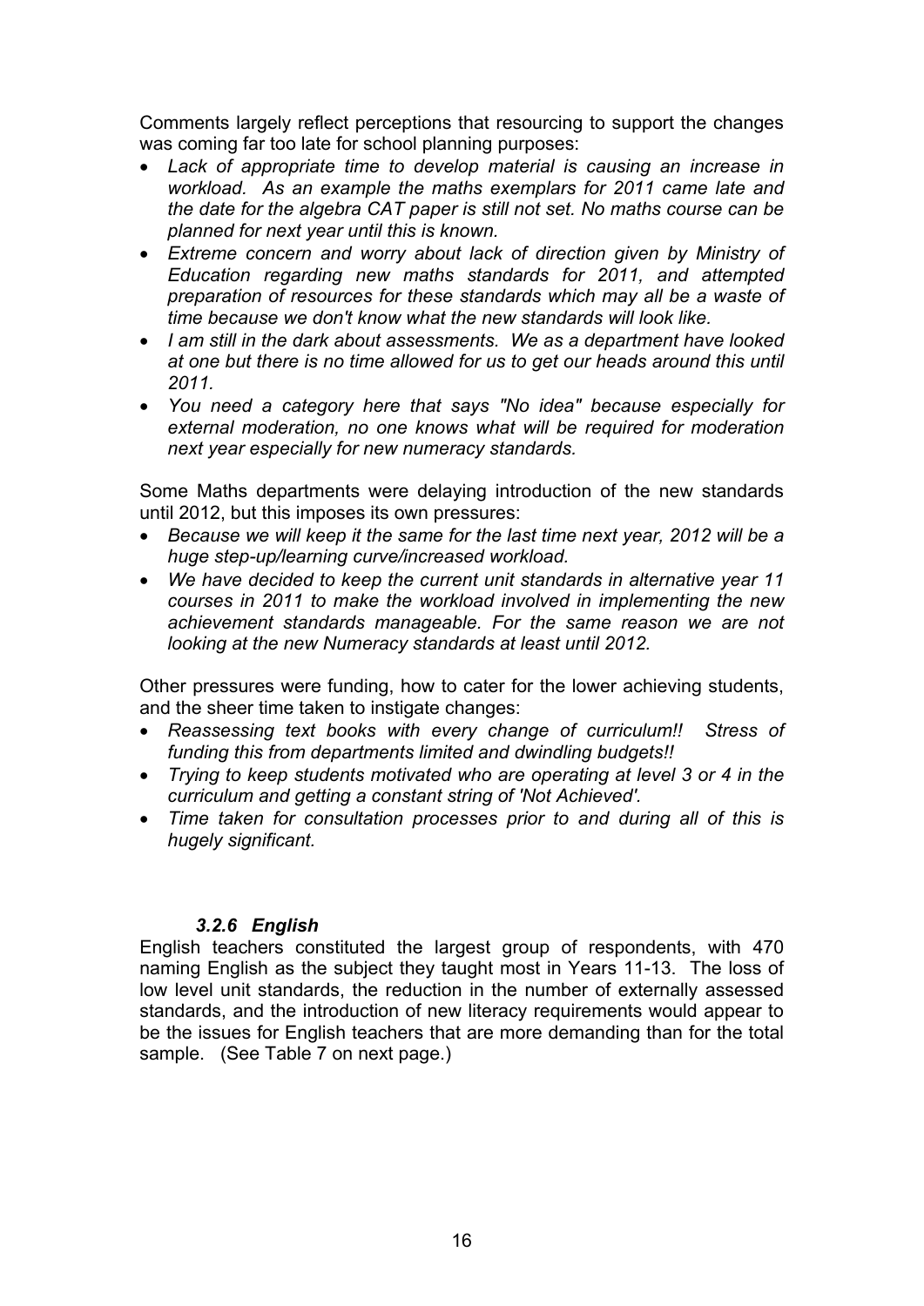Comments largely reflect perceptions that resourcing to support the changes was coming far too late for school planning purposes:

- *Lack of appropriate time to develop material is causing an increase in workload. As an example the maths exemplars for 2011 came late and the date for the algebra CAT paper is still not set. No maths course can be planned for next year until this is known.*
- *Extreme concern and worry about lack of direction given by Ministry of Education regarding new maths standards for 2011, and attempted preparation of resources for these standards which may all be a waste of time because we don't know what the new standards will look like.*
- *I am still in the dark about assessments. We as a department have looked at one but there is no time allowed for us to get our heads around this until 2011.*
- *You need a category here that says "No idea" because especially for external moderation, no one knows what will be required for moderation next year especially for new numeracy standards.*

Some Maths departments were delaying introduction of the new standards until 2012, but this imposes its own pressures:

- *Because we will keep it the same for the last time next year, 2012 will be a huge step-up/learning curve/increased workload.*
- *We have decided to keep the current unit standards in alternative year 11 courses in 2011 to make the workload involved in implementing the new achievement standards manageable. For the same reason we are not looking at the new Numeracy standards at least until 2012.*

Other pressures were funding, how to cater for the lower achieving students, and the sheer time taken to instigate changes:

- *Reassessing text books with every change of curriculum!! Stress of funding this from departments limited and dwindling budgets!!*
- *Trying to keep students motivated who are operating at level 3 or 4 in the curriculum and getting a constant string of 'Not Achieved'.*
- *Time taken for consultation processes prior to and during all of this is hugely significant.*

### *3.2.6 English*

English teachers constituted the largest group of respondents, with 470 naming English as the subject they taught most in Years 11-13. The loss of low level unit standards, the reduction in the number of externally assessed standards, and the introduction of new literacy requirements would appear to be the issues for English teachers that are more demanding than for the total sample. (See Table 7 on next page.)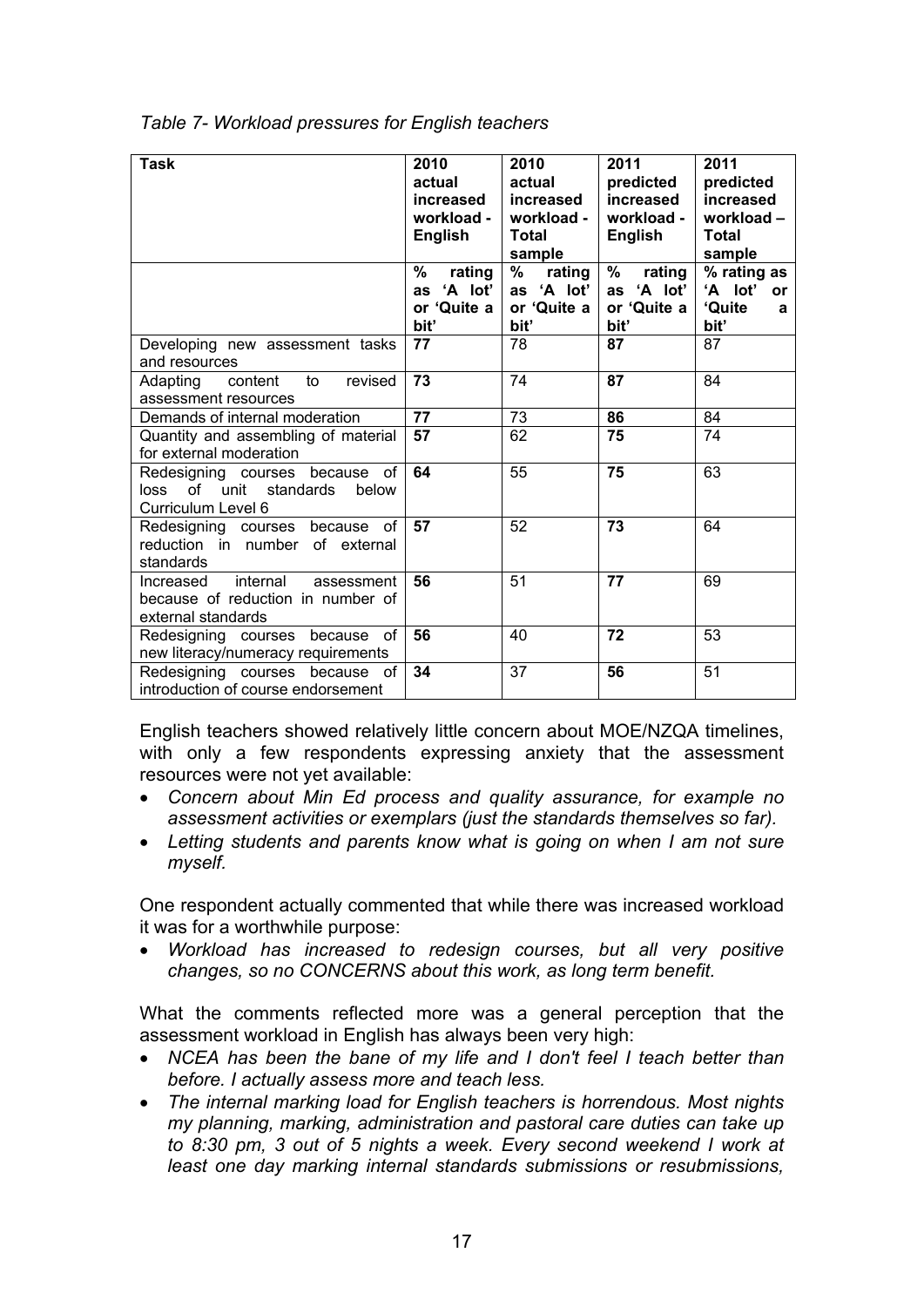*Table 7- Workload pressures for English teachers*

| **Task** | **2010 actual increased workload - English** | **2010 actual increased workload - Total sample** | **2011 predicted increased workload - English** | **2011 predicted increased workload – Total sample** |
|---|---|---|---|---|
| | **% rating as 'A lot' or 'Quite a bit'** | **% rating as 'A lot' or 'Quite a bit'** | **% rating as 'A lot' or 'Quite a bit'** | **% rating as 'A lot' or 'Quite a bit'** |
| Developing new assessment tasks and resources | **77** | 78 | **87** | 87 |
| Adapting content to revised assessment resources | **73** | 74 | **87** | 84 |
| Demands of internal moderation | **77** | 73 | **86** | 84 |
| Quantity and assembling of material for external moderation | **57** | 62 | **75** | 74 |
| Redesigning courses because of loss of unit standards below Curriculum Level 6 | **64** | 55 | **75** | 63 |
| Redesigning courses because of reduction in number of external standards | **57** | 52 | **73** | 64 |
| Increased internal assessment because of reduction in number of external standards | **56** | 51 | **77** | 69 |
| Redesigning courses because of new literacy/numeracy requirements | **56** | 40 | **72** | 53 |
| Redesigning courses because of introduction of course endorsement | **34** | 37 | **56** | 51 |

English teachers showed relatively little concern about MOE/NZQA timelines, with only a few respondents expressing anxiety that the assessment resources were not yet available:

- *Concern about Min Ed process and quality assurance, for example no assessment activities or exemplars (just the standards themselves so far).*
- *Letting students and parents know what is going on when I am not sure myself.*

One respondent actually commented that while there was increased workload it was for a worthwhile purpose:

- *Workload has increased to redesign courses, but all very positive changes, so no CONCERNS about this work, as long term benefit.*

What the comments reflected more was a general perception that the assessment workload in English has always been very high:

- *NCEA has been the bane of my life and I don't feel I teach better than before. I actually assess more and teach less.*
- *The internal marking load for English teachers is horrendous. Most nights my planning, marking, administration and pastoral care duties can take up to 8:30 pm, 3 out of 5 nights a week. Every second weekend I work at least one day marking internal standards submissions or resubmissions,*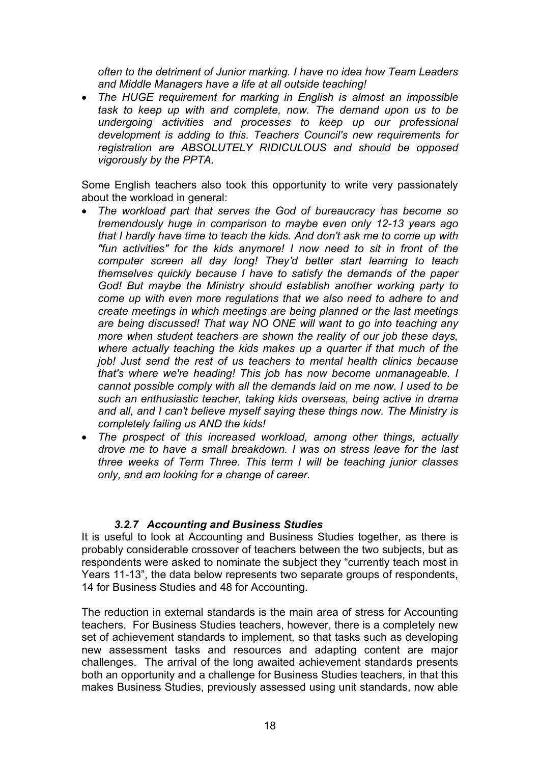*often to the detriment of Junior marking. I have no idea how Team Leaders and Middle Managers have a life at all outside teaching!*

- *The HUGE requirement for marking in English is almost an impossible task to keep up with and complete, now. The demand upon us to be undergoing activities and processes to keep up our professional development is adding to this. Teachers Council's new requirements for registration are ABSOLUTELY RIDICULOUS and should be opposed vigorously by the PPTA.*

Some English teachers also took this opportunity to write very passionately about the workload in general:

- *The workload part that serves the God of bureaucracy has become so tremendously huge in comparison to maybe even only 12-13 years ago that I hardly have time to teach the kids. And don't ask me to come up with "fun activities" for the kids anymore! I now need to sit in front of the computer screen all day long! They'd better start learning to teach themselves quickly because I have to satisfy the demands of the paper God! But maybe the Ministry should establish another working party to come up with even more regulations that we also need to adhere to and create meetings in which meetings are being planned or the last meetings are being discussed! That way NO ONE will want to go into teaching any more when student teachers are shown the reality of our job these days, where actually teaching the kids makes up a quarter if that much of the job! Just send the rest of us teachers to mental health clinics because that's where we're heading! This job has now become unmanageable. I cannot possible comply with all the demands laid on me now. I used to be such an enthusiastic teacher, taking kids overseas, being active in drama and all, and I can't believe myself saying these things now. The Ministry is completely failing us AND the kids!*
- *The prospect of this increased workload, among other things, actually drove me to have a small breakdown. I was on stress leave for the last three weeks of Term Three. This term I will be teaching junior classes only, and am looking for a change of career.*

#### *3.2.7 Accounting and Business Studies*

It is useful to look at Accounting and Business Studies together, as there is probably considerable crossover of teachers between the two subjects, but as respondents were asked to nominate the subject they "currently teach most in Years 11-13", the data below represents two separate groups of respondents, 14 for Business Studies and 48 for Accounting.

The reduction in external standards is the main area of stress for Accounting teachers. For Business Studies teachers, however, there is a completely new set of achievement standards to implement, so that tasks such as developing new assessment tasks and resources and adapting content are major challenges. The arrival of the long awaited achievement standards presents both an opportunity and a challenge for Business Studies teachers, in that this makes Business Studies, previously assessed using unit standards, now able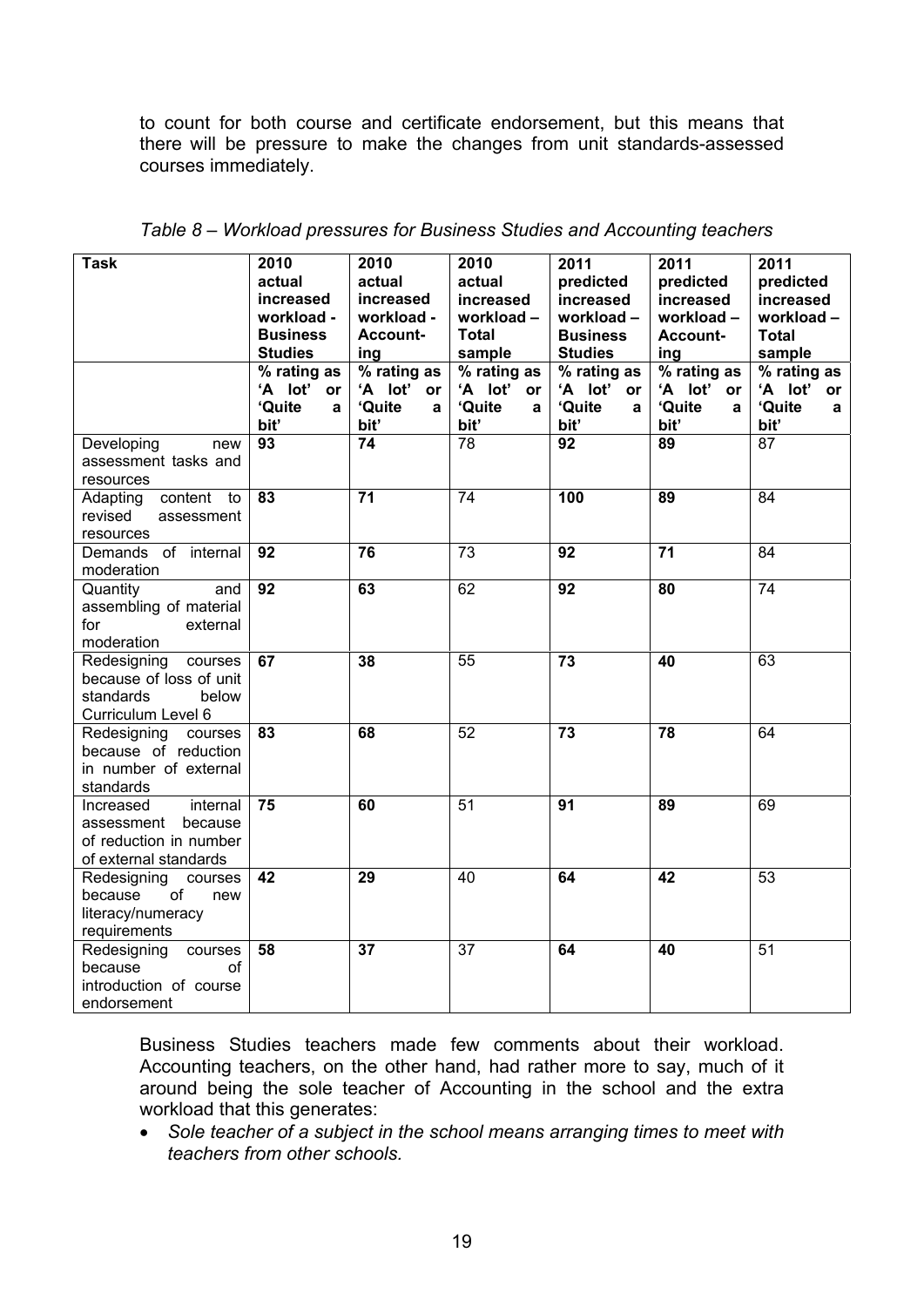to count for both course and certificate endorsement, but this means that there will be pressure to make the changes from unit standards-assessed courses immediately.

*Table 8 – Workload pressures for Business Studies and Accounting teachers*

| **Task** | **2010 actual increased workload - Business Studies** | **2010 actual increased workload - Accounting** | **2010 actual increased workload – Total sample** | **2011 predicted increased workload – Business Studies** | **2011 predicted increased workload – Accounting** | **2011 predicted increased workload – Total sample** |
|---|---|---|---|---|---|---|
| | **% rating as 'A lot' or 'Quite a bit'** | **% rating as 'A lot' or 'Quite a bit'** | **% rating as 'A lot' or 'Quite a bit'** | **% rating as 'A lot' or 'Quite a bit'** | **% rating as 'A lot' or 'Quite a bit'** | **% rating as 'A lot' or 'Quite a bit'** |
| Developing new assessment tasks and resources | **93** | **74** | 78 | **92** | **89** | 87 |
| Adapting content to revised assessment resources | **83** | **71** | 74 | **100** | **89** | 84 |
| Demands of internal moderation | **92** | **76** | 73 | **92** | **71** | 84 |
| Quantity and assembling of material for external moderation | **92** | **63** | 62 | **92** | **80** | 74 |
| Redesigning courses because of loss of unit standards below Curriculum Level 6 | **67** | **38** | 55 | **73** | **40** | 63 |
| Redesigning courses because of reduction in number of external standards | **83** | **68** | 52 | **73** | **78** | 64 |
| Increased internal assessment because of reduction in number of external standards | **75** | **60** | 51 | **91** | **89** | 69 |
| Redesigning courses because of new literacy/numeracy requirements | **42** | **29** | 40 | **64** | **42** | 53 |
| Redesigning courses because of introduction of course endorsement | **58** | **37** | 37 | **64** | **40** | 51 |

Business Studies teachers made few comments about their workload. Accounting teachers, on the other hand, had rather more to say, much of it around being the sole teacher of Accounting in the school and the extra workload that this generates:

- *Sole teacher of a subject in the school means arranging times to meet with teachers from other schools.*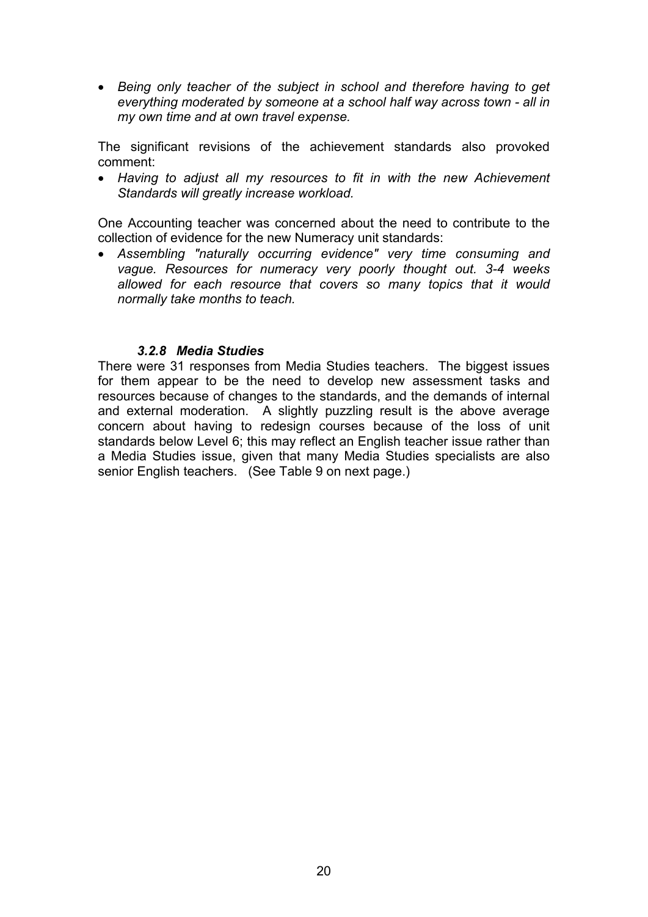- *Being only teacher of the subject in school and therefore having to get everything moderated by someone at a school half way across town - all in my own time and at own travel expense.*

The significant revisions of the achievement standards also provoked comment:

- *Having to adjust all my resources to fit in with the new Achievement Standards will greatly increase workload.*

One Accounting teacher was concerned about the need to contribute to the collection of evidence for the new Numeracy unit standards:

- *Assembling "naturally occurring evidence" very time consuming and vague. Resources for numeracy very poorly thought out. 3-4 weeks allowed for each resource that covers so many topics that it would normally take months to teach.*

#### *3.2.8 Media Studies*

There were 31 responses from Media Studies teachers. The biggest issues for them appear to be the need to develop new assessment tasks and resources because of changes to the standards, and the demands of internal and external moderation. A slightly puzzling result is the above average concern about having to redesign courses because of the loss of unit standards below Level 6; this may reflect an English teacher issue rather than a Media Studies issue, given that many Media Studies specialists are also senior English teachers. (See Table 9 on next page.)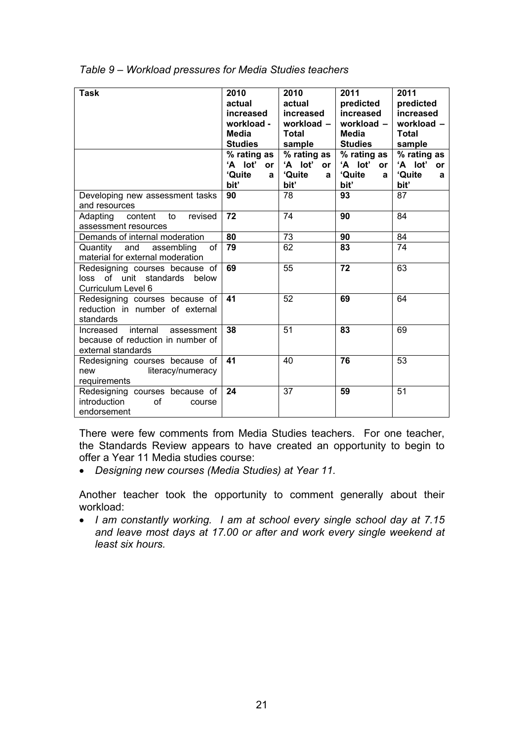*Table 9 – Workload pressures for Media Studies teachers*

| Task | 2010 actual increased workload - Media Studies | 2010 actual increased workload – Total sample | 2011 predicted increased workload – Media Studies | 2011 predicted increased workload – Total sample |
|---|---|---|---|---|
| | % rating as 'A lot' or 'Quite a bit' | % rating as 'A lot' or 'Quite a bit' | % rating as 'A lot' or 'Quite a bit' | % rating as 'A lot' or 'Quite a bit' |
| Developing new assessment tasks and resources | **90** | 78 | **93** | 87 |
| Adapting content to revised assessment resources | **72** | 74 | **90** | 84 |
| Demands of internal moderation | **80** | 73 | **90** | 84 |
| Quantity and assembling of material for external moderation | **79** | 62 | **83** | 74 |
| Redesigning courses because of loss of unit standards below Curriculum Level 6 | **69** | 55 | **72** | 63 |
| Redesigning courses because of reduction in number of external standards | **41** | 52 | **69** | 64 |
| Increased internal assessment because of reduction in number of external standards | **38** | 51 | **83** | 69 |
| Redesigning courses because of new literacy/numeracy requirements | **41** | 40 | **76** | 53 |
| Redesigning courses because of introduction of course endorsement | **24** | 37 | **59** | 51 |

There were few comments from Media Studies teachers. For one teacher, the Standards Review appears to have created an opportunity to begin to offer a Year 11 Media studies course:

- *Designing new courses (Media Studies) at Year 11.*

Another teacher took the opportunity to comment generally about their workload:

- *I am constantly working. I am at school every single school day at 7.15 and leave most days at 17.00 or after and work every single weekend at least six hours.*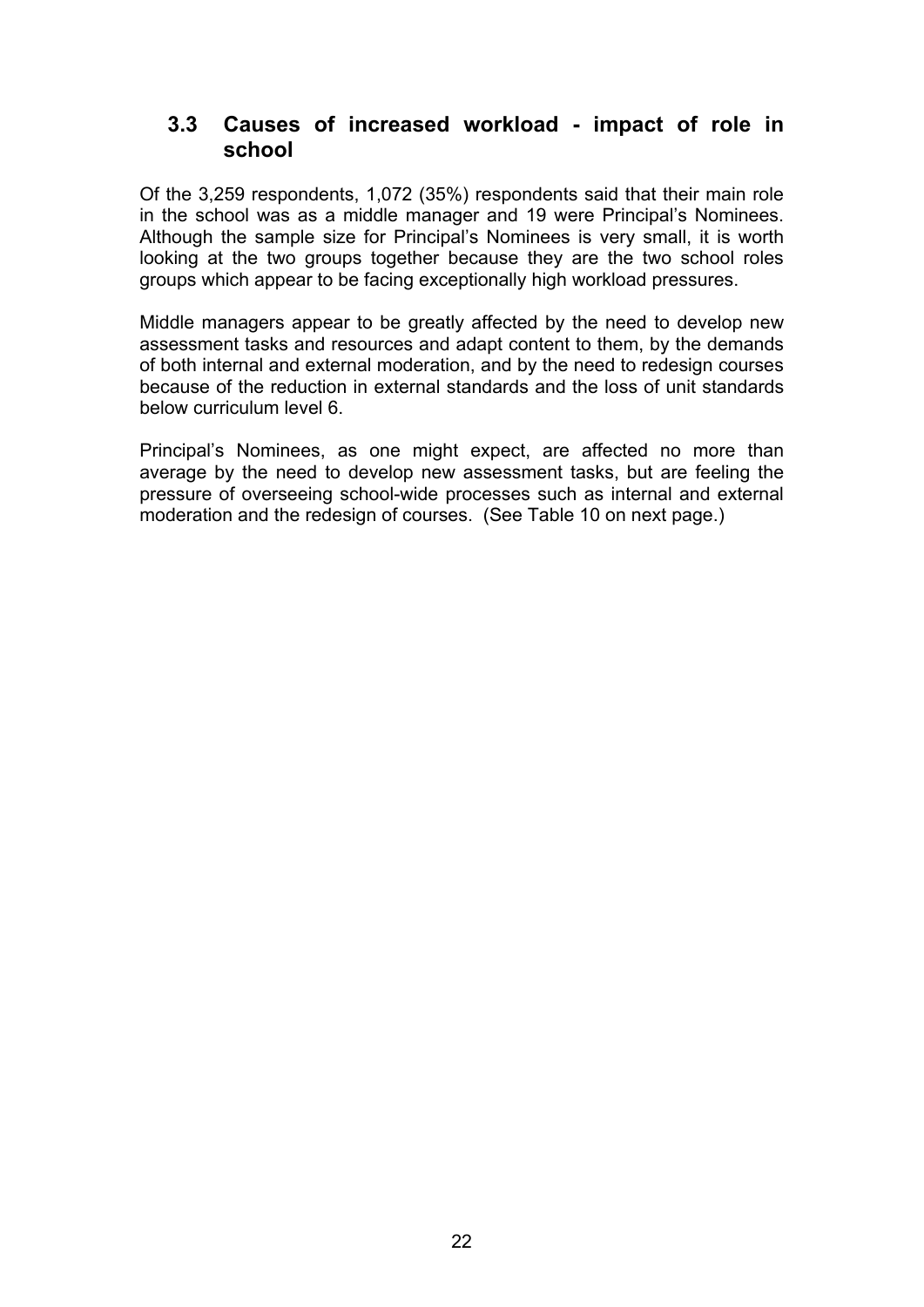## 3.3 Causes of increased workload - impact of role in school

Of the 3,259 respondents, 1,072 (35%) respondents said that their main role in the school was as a middle manager and 19 were Principal's Nominees. Although the sample size for Principal's Nominees is very small, it is worth looking at the two groups together because they are the two school roles groups which appear to be facing exceptionally high workload pressures.

Middle managers appear to be greatly affected by the need to develop new assessment tasks and resources and adapt content to them, by the demands of both internal and external moderation, and by the need to redesign courses because of the reduction in external standards and the loss of unit standards below curriculum level 6.

Principal's Nominees, as one might expect, are affected no more than average by the need to develop new assessment tasks, but are feeling the pressure of overseeing school-wide processes such as internal and external moderation and the redesign of courses. (See Table 10 on next page.)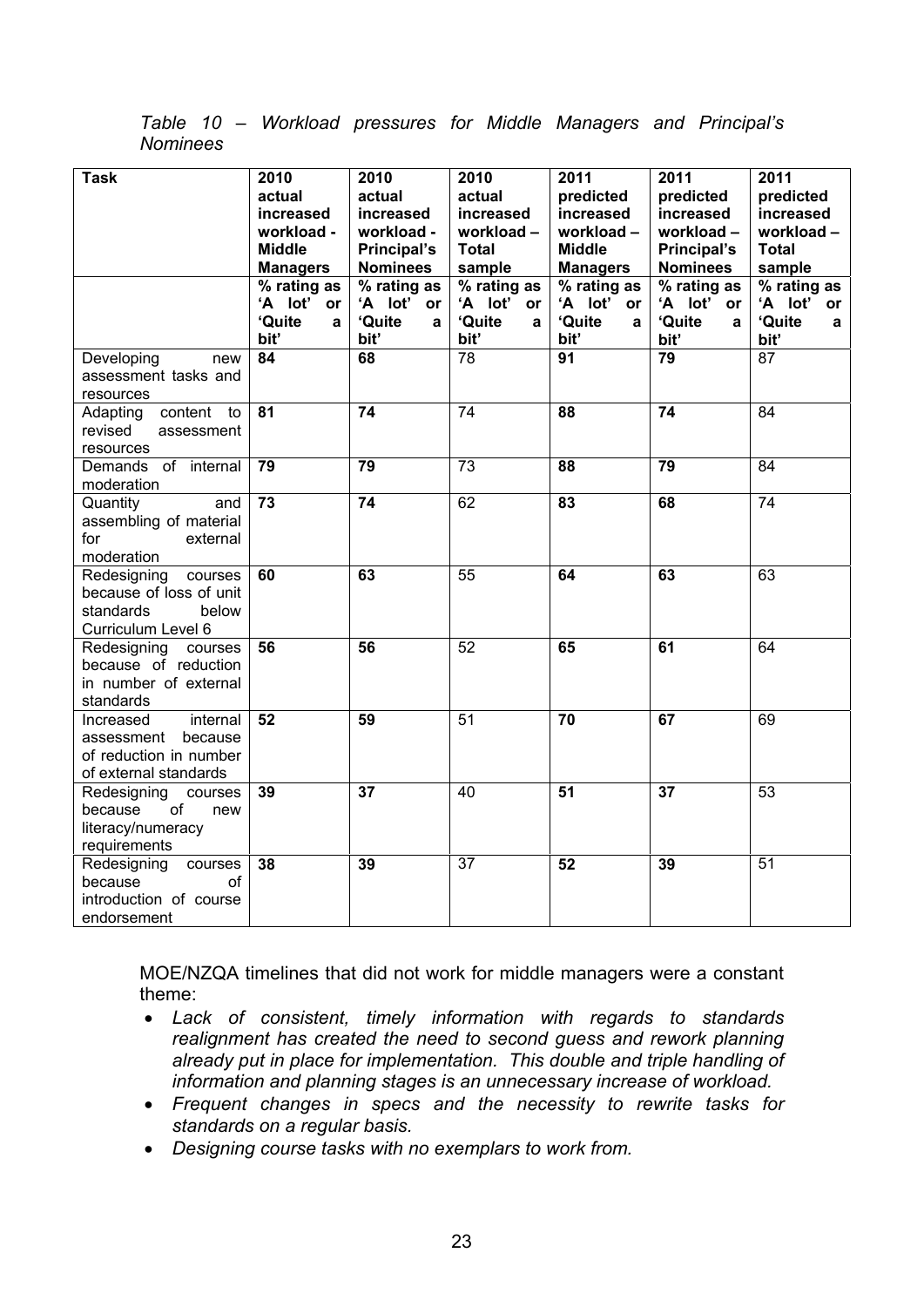*Table 10 – Workload pressures for Middle Managers and Principal's Nominees*

| Task | 2010 actual increased workload - Middle Managers | 2010 actual increased workload - Principal's Nominees | 2010 actual increased workload – Total sample | 2011 predicted increased workload – Middle Managers | 2011 predicted increased workload – Principal's Nominees | 2011 predicted increased workload – Total sample |
|---|---|---|---|---|---|---|
| | % rating as 'A lot' or 'Quite a bit' | % rating as 'A lot' or 'Quite a bit' | % rating as 'A lot' or 'Quite a bit' | % rating as 'A lot' or 'Quite a bit' | % rating as 'A lot' or 'Quite a bit' | % rating as 'A lot' or 'Quite a bit' |
| Developing new assessment tasks and resources | **84** | **68** | 78 | **91** | **79** | 87 |
| Adapting content to revised assessment resources | **81** | **74** | 74 | **88** | **74** | 84 |
| Demands of internal moderation | **79** | **79** | 73 | **88** | **79** | 84 |
| Quantity and assembling of material for external moderation | **73** | **74** | 62 | **83** | **68** | 74 |
| Redesigning courses because of loss of unit standards below Curriculum Level 6 | **60** | **63** | 55 | **64** | **63** | 63 |
| Redesigning courses because of reduction in number of external standards | **56** | **56** | 52 | **65** | **61** | 64 |
| Increased internal assessment because of reduction in number of external standards | **52** | **59** | 51 | **70** | **67** | 69 |
| Redesigning courses because of new literacy/numeracy requirements | **39** | **37** | 40 | **51** | **37** | 53 |
| Redesigning courses because of introduction of course endorsement | **38** | **39** | 37 | **52** | **39** | 51 |

MOE/NZQA timelines that did not work for middle managers were a constant theme:

- *Lack of consistent, timely information with regards to standards realignment has created the need to second guess and rework planning already put in place for implementation. This double and triple handling of information and planning stages is an unnecessary increase of workload.*
- *Frequent changes in specs and the necessity to rewrite tasks for standards on a regular basis.*
- *Designing course tasks with no exemplars to work from.*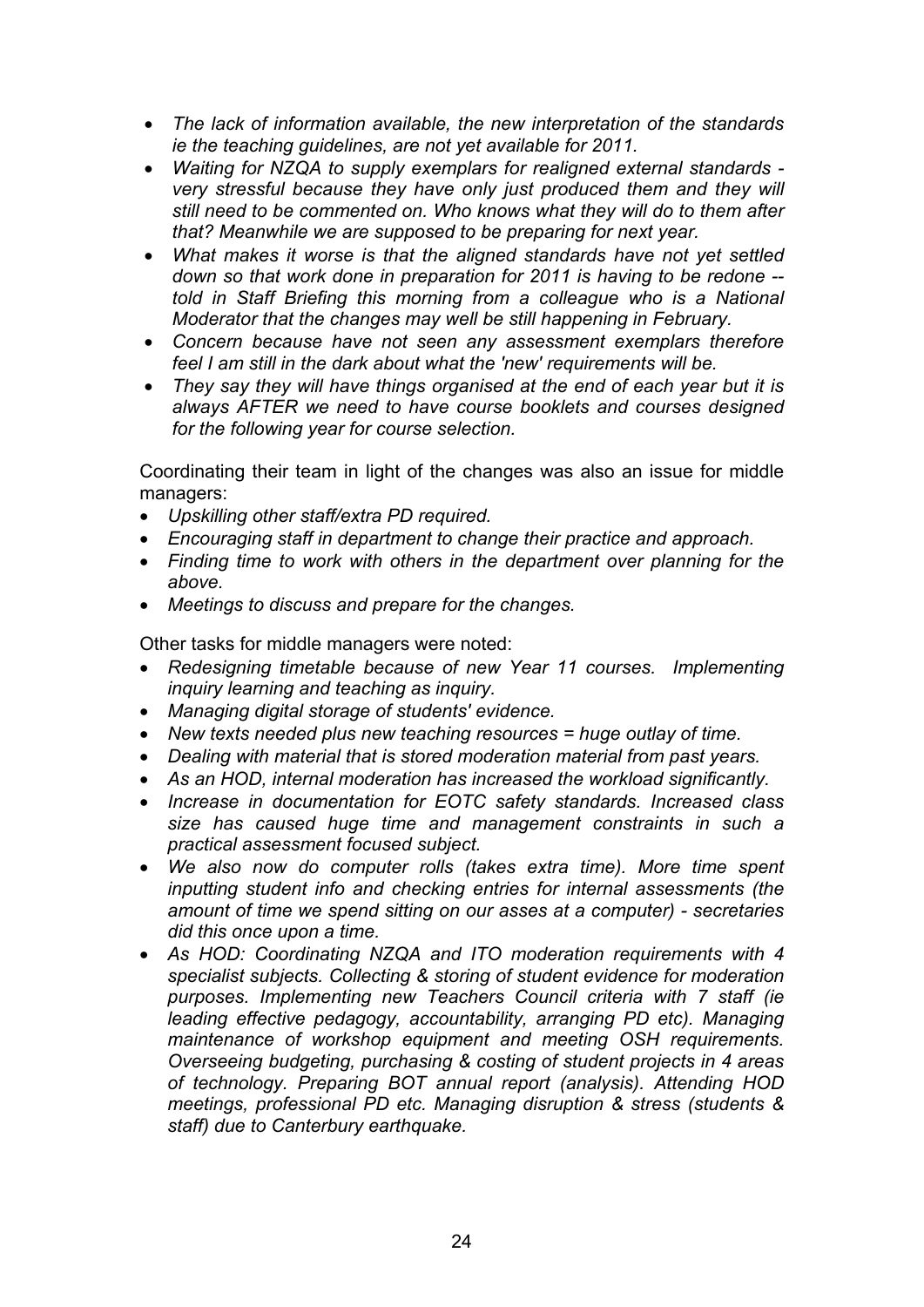- *The lack of information available, the new interpretation of the standards ie the teaching guidelines, are not yet available for 2011.*
- *Waiting for NZQA to supply exemplars for realigned external standards - very stressful because they have only just produced them and they will still need to be commented on. Who knows what they will do to them after that? Meanwhile we are supposed to be preparing for next year.*
- *What makes it worse is that the aligned standards have not yet settled down so that work done in preparation for 2011 is having to be redone -- told in Staff Briefing this morning from a colleague who is a National Moderator that the changes may well be still happening in February.*
- *Concern because have not seen any assessment exemplars therefore feel I am still in the dark about what the 'new' requirements will be.*
- *They say they will have things organised at the end of each year but it is always AFTER we need to have course booklets and courses designed for the following year for course selection.*

Coordinating their team in light of the changes was also an issue for middle managers:

- *Upskilling other staff/extra PD required.*
- *Encouraging staff in department to change their practice and approach.*
- *Finding time to work with others in the department over planning for the above.*
- *Meetings to discuss and prepare for the changes.*

Other tasks for middle managers were noted:

- *Redesigning timetable because of new Year 11 courses. Implementing inquiry learning and teaching as inquiry.*
- *Managing digital storage of students' evidence.*
- *New texts needed plus new teaching resources = huge outlay of time.*
- *Dealing with material that is stored moderation material from past years.*
- *As an HOD, internal moderation has increased the workload significantly.*
- *Increase in documentation for EOTC safety standards. Increased class size has caused huge time and management constraints in such a practical assessment focused subject.*
- *We also now do computer rolls (takes extra time). More time spent inputting student info and checking entries for internal assessments (the amount of time we spend sitting on our asses at a computer) - secretaries did this once upon a time.*
- *As HOD: Coordinating NZQA and ITO moderation requirements with 4 specialist subjects. Collecting & storing of student evidence for moderation purposes. Implementing new Teachers Council criteria with 7 staff (ie leading effective pedagogy, accountability, arranging PD etc). Managing maintenance of workshop equipment and meeting OSH requirements. Overseeing budgeting, purchasing & costing of student projects in 4 areas of technology. Preparing BOT annual report (analysis). Attending HOD meetings, professional PD etc. Managing disruption & stress (students & staff) due to Canterbury earthquake.*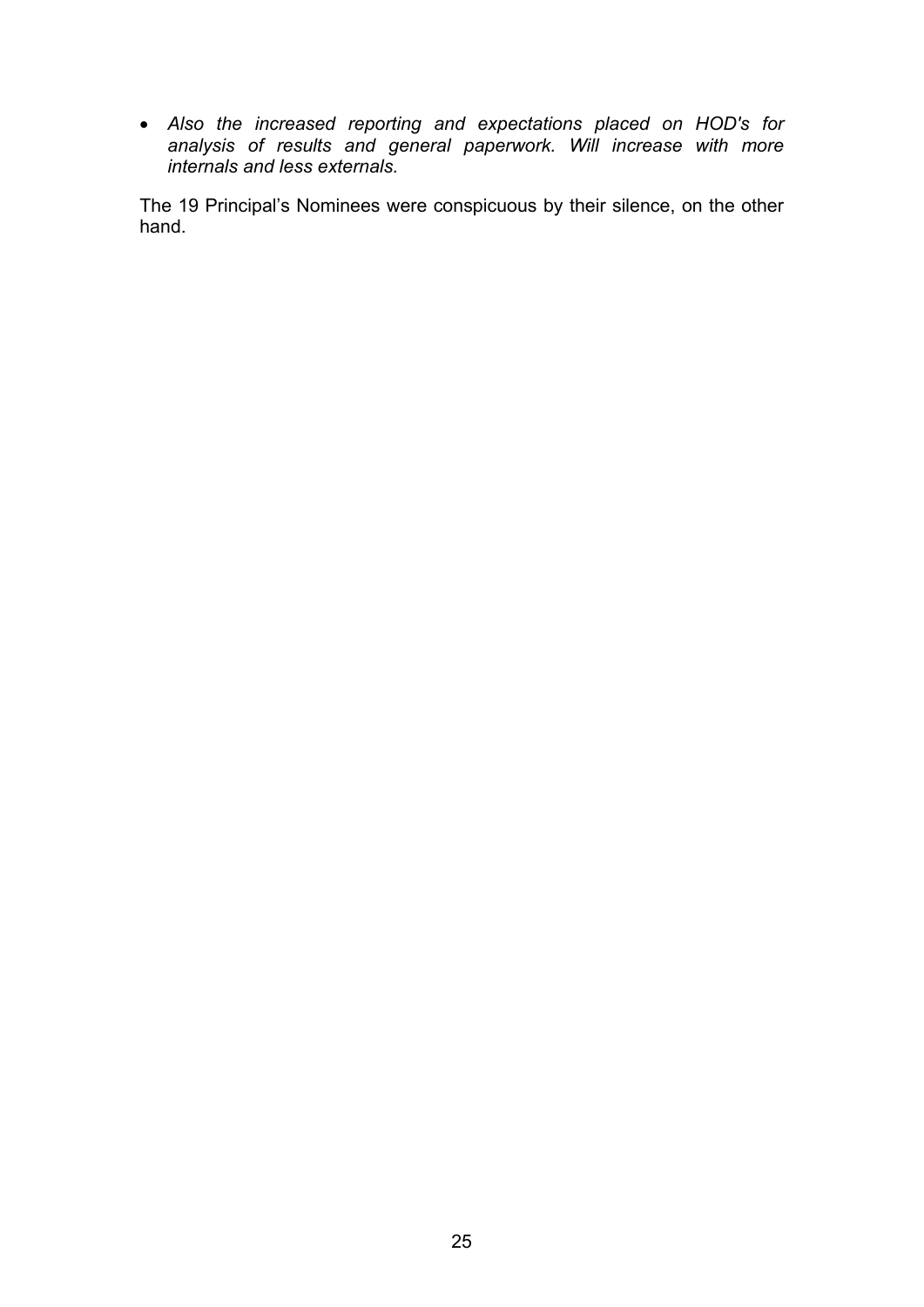- *Also the increased reporting and expectations placed on HOD's for analysis of results and general paperwork. Will increase with more internals and less externals.*

The 19 Principal's Nominees were conspicuous by their silence, on the other hand.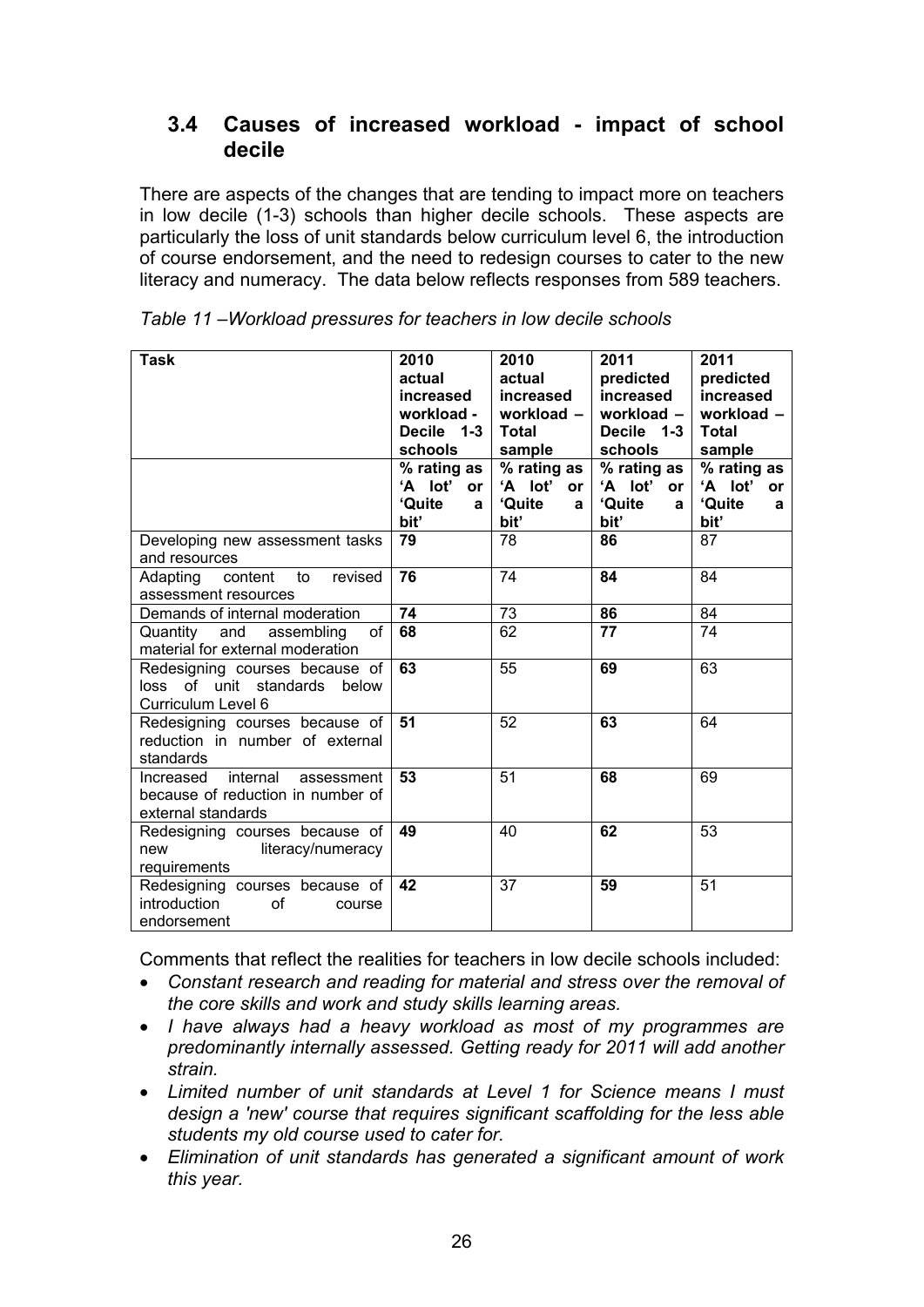## 3.4 Causes of increased workload - impact of school decile

There are aspects of the changes that are tending to impact more on teachers in low decile (1-3) schools than higher decile schools. These aspects are particularly the loss of unit standards below curriculum level 6, the introduction of course endorsement, and the need to redesign courses to cater to the new literacy and numeracy. The data below reflects responses from 589 teachers.

*Table 11 –Workload pressures for teachers in low decile schools*

| Task | 2010 actual increased workload - Decile 1-3 schools | 2010 actual increased workload – Total sample | 2011 predicted increased workload – Decile 1-3 schools | 2011 predicted increased workload – Total sample |
|---|---|---|---|---|
| | % rating as 'A lot' or 'Quite a bit' | % rating as 'A lot' or 'Quite a bit' | % rating as 'A lot' or 'Quite a bit' | % rating as 'A lot' or 'Quite a bit' |
| Developing new assessment tasks and resources | **79** | 78 | **86** | 87 |
| Adapting content to revised assessment resources | **76** | 74 | **84** | 84 |
| Demands of internal moderation | **74** | 73 | **86** | 84 |
| Quantity and assembling of material for external moderation | **68** | 62 | **77** | 74 |
| Redesigning courses because of loss of unit standards below Curriculum Level 6 | **63** | 55 | **69** | 63 |
| Redesigning courses because of reduction in number of external standards | **51** | 52 | **63** | 64 |
| Increased internal assessment because of reduction in number of external standards | **53** | 51 | **68** | 69 |
| Redesigning courses because of new literacy/numeracy requirements | **49** | 40 | **62** | 53 |
| Redesigning courses because of introduction of course endorsement | **42** | 37 | **59** | 51 |

Comments that reflect the realities for teachers in low decile schools included:

- *Constant research and reading for material and stress over the removal of the core skills and work and study skills learning areas.*
- *I have always had a heavy workload as most of my programmes are predominantly internally assessed. Getting ready for 2011 will add another strain.*
- *Limited number of unit standards at Level 1 for Science means I must design a 'new' course that requires significant scaffolding for the less able students my old course used to cater for.*
- *Elimination of unit standards has generated a significant amount of work this year.*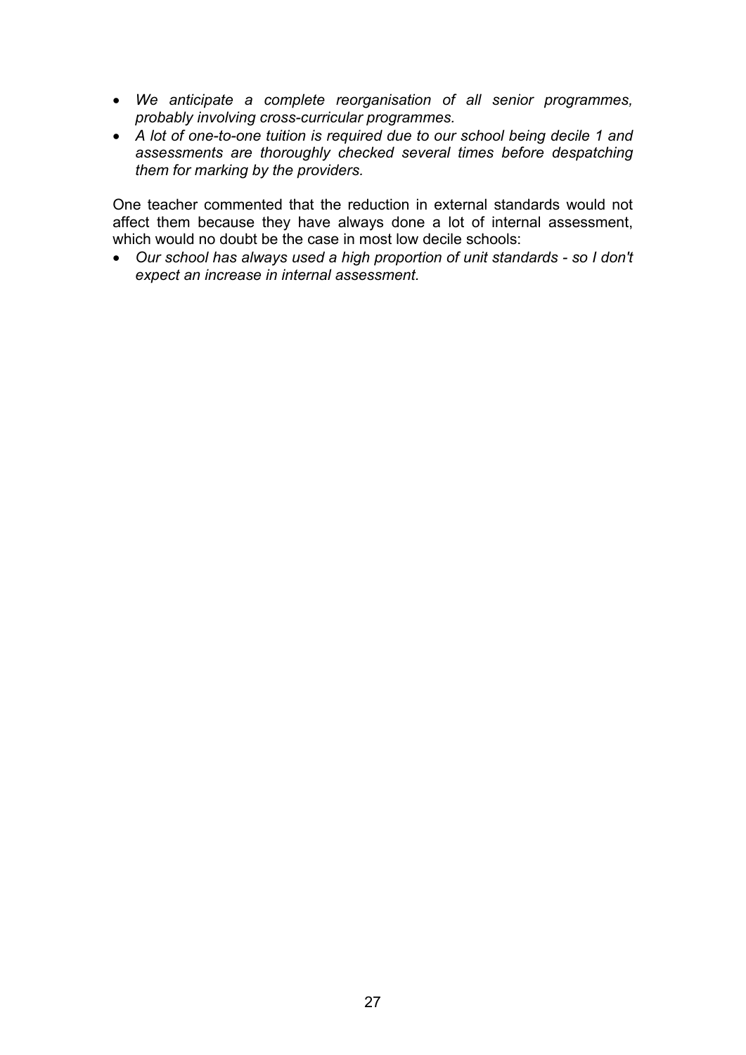- *We anticipate a complete reorganisation of all senior programmes, probably involving cross-curricular programmes.*
- *A lot of one-to-one tuition is required due to our school being decile 1 and assessments are thoroughly checked several times before despatching them for marking by the providers.*

One teacher commented that the reduction in external standards would not affect them because they have always done a lot of internal assessment, which would no doubt be the case in most low decile schools:

- *Our school has always used a high proportion of unit standards - so I don't expect an increase in internal assessment.*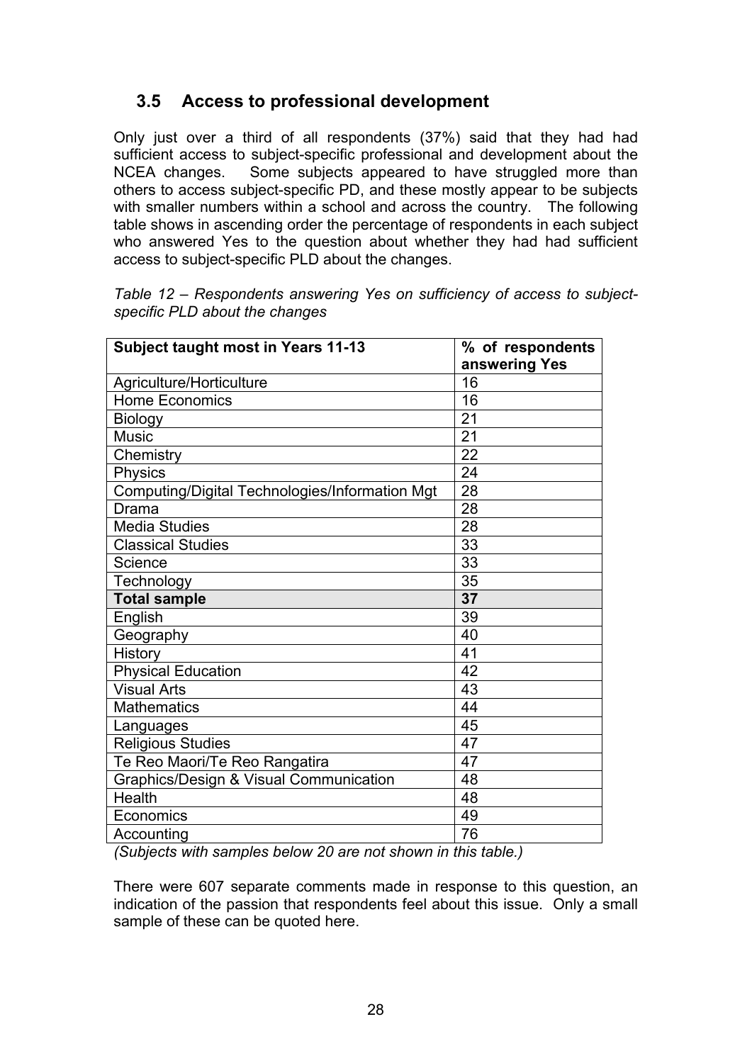## 3.5 Access to professional development

Only just over a third of all respondents (37%) said that they had had sufficient access to subject-specific professional and development about the NCEA changes. Some subjects appeared to have struggled more than others to access subject-specific PD, and these mostly appear to be subjects with smaller numbers within a school and across the country. The following table shows in ascending order the percentage of respondents in each subject who answered Yes to the question about whether they had had sufficient access to subject-specific PLD about the changes.

*Table 12 – Respondents answering Yes on sufficiency of access to subject-specific PLD about the changes*

| Subject taught most in Years 11-13 | % of respondents answering Yes |
|---|---|
| Agriculture/Horticulture | 16 |
| Home Economics | 16 |
| Biology | 21 |
| Music | 21 |
| Chemistry | 22 |
| Physics | 24 |
| Computing/Digital Technologies/Information Mgt | 28 |
| Drama | 28 |
| Media Studies | 28 |
| Classical Studies | 33 |
| Science | 33 |
| Technology | 35 |
| **Total sample** | **37** |
| English | 39 |
| Geography | 40 |
| History | 41 |
| Physical Education | 42 |
| Visual Arts | 43 |
| Mathematics | 44 |
| Languages | 45 |
| Religious Studies | 47 |
| Te Reo Maori/Te Reo Rangatira | 47 |
| Graphics/Design & Visual Communication | 48 |
| Health | 48 |
| Economics | 49 |
| Accounting | 76 |

*(Subjects with samples below 20 are not shown in this table.)*

There were 607 separate comments made in response to this question, an indication of the passion that respondents feel about this issue. Only a small sample of these can be quoted here.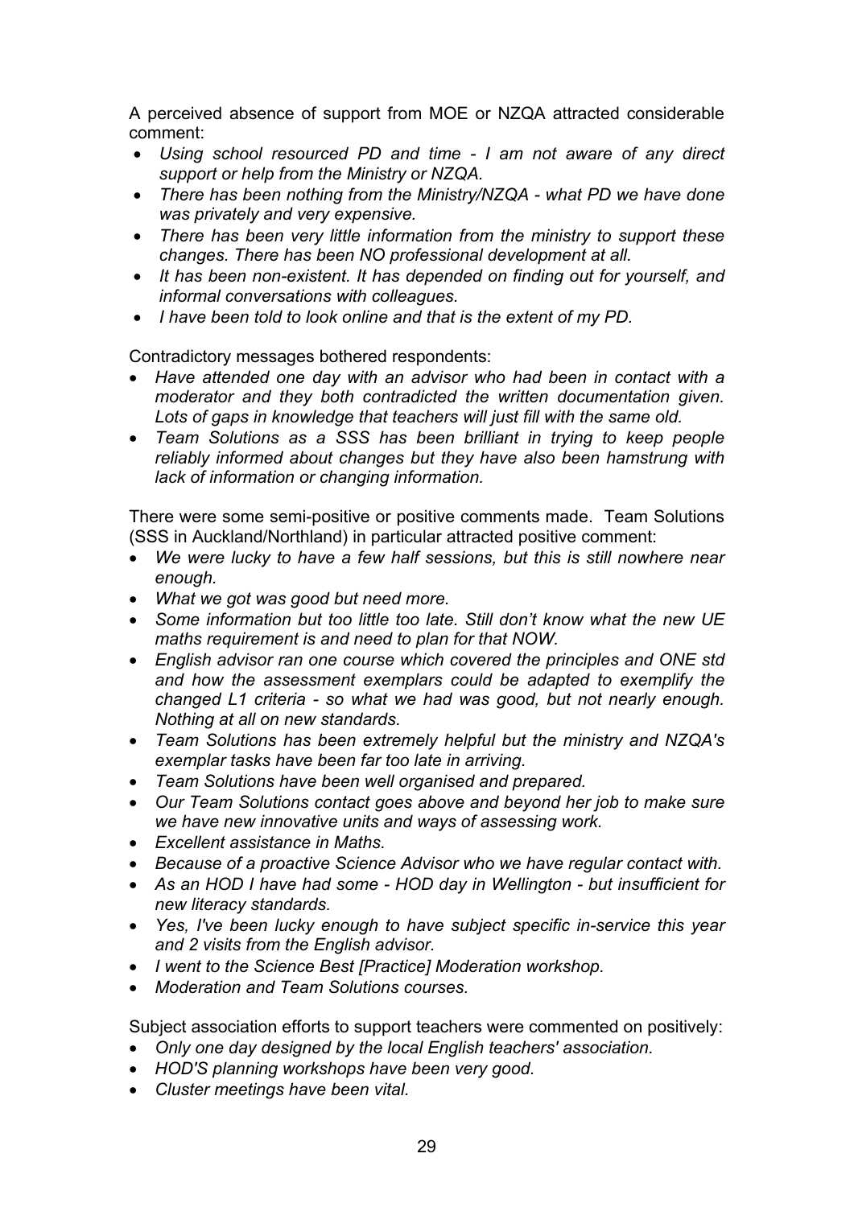A perceived absence of support from MOE or NZQA attracted considerable comment:

- *Using school resourced PD and time - I am not aware of any direct support or help from the Ministry or NZQA.*
- *There has been nothing from the Ministry/NZQA - what PD we have done was privately and very expensive.*
- *There has been very little information from the ministry to support these changes. There has been NO professional development at all.*
- *It has been non-existent. It has depended on finding out for yourself, and informal conversations with colleagues.*
- *I have been told to look online and that is the extent of my PD.*

Contradictory messages bothered respondents:

- *Have attended one day with an advisor who had been in contact with a moderator and they both contradicted the written documentation given. Lots of gaps in knowledge that teachers will just fill with the same old.*
- *Team Solutions as a SSS has been brilliant in trying to keep people reliably informed about changes but they have also been hamstrung with lack of information or changing information.*

There were some semi-positive or positive comments made. Team Solutions (SSS in Auckland/Northland) in particular attracted positive comment:

- *We were lucky to have a few half sessions, but this is still nowhere near enough.*
- *What we got was good but need more.*
- *Some information but too little too late. Still don't know what the new UE maths requirement is and need to plan for that NOW.*
- *English advisor ran one course which covered the principles and ONE std and how the assessment exemplars could be adapted to exemplify the changed L1 criteria - so what we had was good, but not nearly enough. Nothing at all on new standards.*
- *Team Solutions has been extremely helpful but the ministry and NZQA's exemplar tasks have been far too late in arriving.*
- *Team Solutions have been well organised and prepared.*
- *Our Team Solutions contact goes above and beyond her job to make sure we have new innovative units and ways of assessing work.*
- *Excellent assistance in Maths.*
- *Because of a proactive Science Advisor who we have regular contact with.*
- *As an HOD I have had some - HOD day in Wellington - but insufficient for new literacy standards.*
- *Yes, I've been lucky enough to have subject specific in-service this year and 2 visits from the English advisor.*
- *I went to the Science Best [Practice] Moderation workshop.*
- *Moderation and Team Solutions courses.*

Subject association efforts to support teachers were commented on positively:

- *Only one day designed by the local English teachers' association.*
- *HOD'S planning workshops have been very good.*
- *Cluster meetings have been vital.*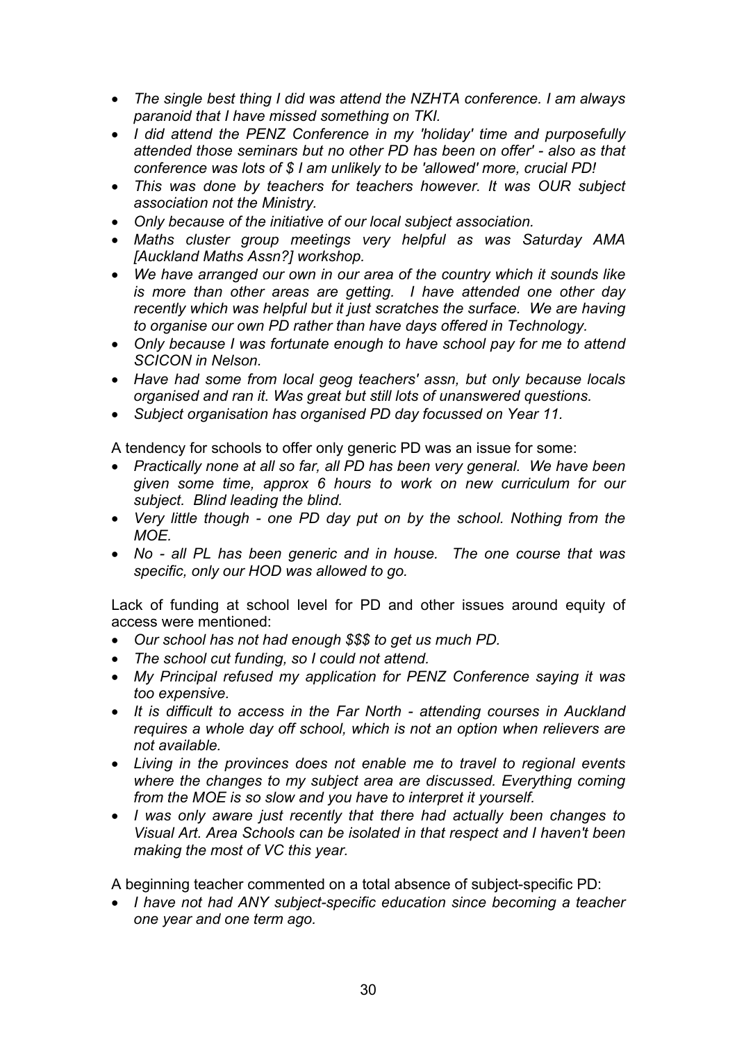- *The single best thing I did was attend the NZHTA conference. I am always paranoid that I have missed something on TKI.*
- *I did attend the PENZ Conference in my 'holiday' time and purposefully attended those seminars but no other PD has been on offer' - also as that conference was lots of $ I am unlikely to be 'allowed' more, crucial PD!*
- *This was done by teachers for teachers however. It was OUR subject association not the Ministry.*
- *Only because of the initiative of our local subject association.*
- *Maths cluster group meetings very helpful as was Saturday AMA [Auckland Maths Assn?] workshop.*
- *We have arranged our own in our area of the country which it sounds like is more than other areas are getting. I have attended one other day recently which was helpful but it just scratches the surface. We are having to organise our own PD rather than have days offered in Technology.*
- *Only because I was fortunate enough to have school pay for me to attend SCICON in Nelson.*
- *Have had some from local geog teachers' assn, but only because locals organised and ran it. Was great but still lots of unanswered questions.*
- *Subject organisation has organised PD day focussed on Year 11.*

A tendency for schools to offer only generic PD was an issue for some:

- *Practically none at all so far, all PD has been very general. We have been given some time, approx 6 hours to work on new curriculum for our subject. Blind leading the blind.*
- *Very little though - one PD day put on by the school. Nothing from the MOE.*
- *No - all PL has been generic and in house. The one course that was specific, only our HOD was allowed to go.*

Lack of funding at school level for PD and other issues around equity of access were mentioned:

- *Our school has not had enough $$$ to get us much PD.*
- *The school cut funding, so I could not attend.*
- *My Principal refused my application for PENZ Conference saying it was too expensive.*
- *It is difficult to access in the Far North - attending courses in Auckland requires a whole day off school, which is not an option when relievers are not available.*
- *Living in the provinces does not enable me to travel to regional events where the changes to my subject area are discussed. Everything coming from the MOE is so slow and you have to interpret it yourself.*
- *I was only aware just recently that there had actually been changes to Visual Art. Area Schools can be isolated in that respect and I haven't been making the most of VC this year.*

A beginning teacher commented on a total absence of subject-specific PD:

- *I have not had ANY subject-specific education since becoming a teacher one year and one term ago.*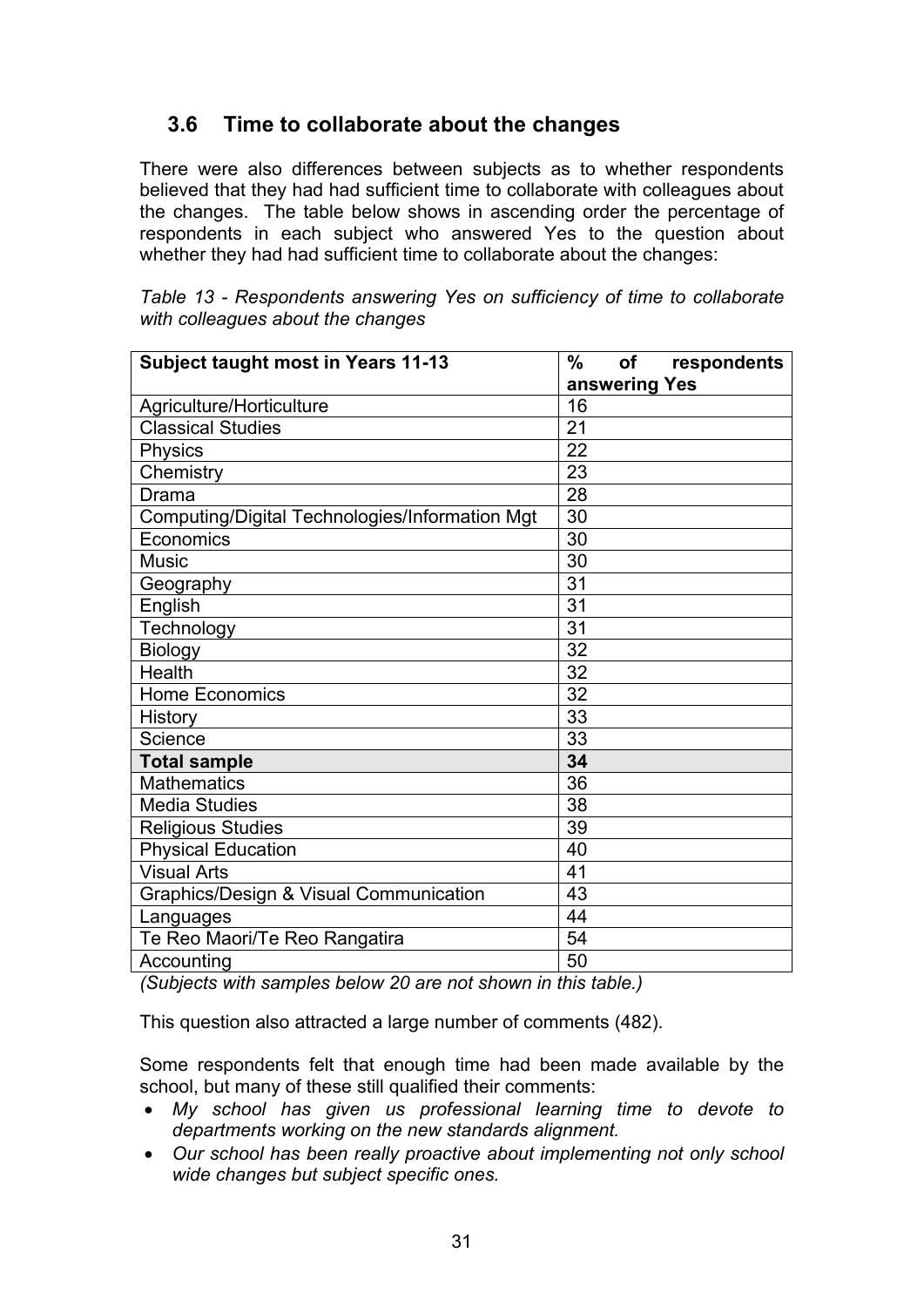## 3.6 Time to collaborate about the changes

There were also differences between subjects as to whether respondents believed that they had had sufficient time to collaborate with colleagues about the changes. The table below shows in ascending order the percentage of respondents in each subject who answered Yes to the question about whether they had had sufficient time to collaborate about the changes:

*Table 13 - Respondents answering Yes on sufficiency of time to collaborate with colleagues about the changes*

| Subject taught most in Years 11-13 | % of respondents answering Yes |
|---|---|
| Agriculture/Horticulture | 16 |
| Classical Studies | 21 |
| Physics | 22 |
| Chemistry | 23 |
| Drama | 28 |
| Computing/Digital Technologies/Information Mgt | 30 |
| Economics | 30 |
| Music | 30 |
| Geography | 31 |
| English | 31 |
| Technology | 31 |
| Biology | 32 |
| Health | 32 |
| Home Economics | 32 |
| History | 33 |
| Science | 33 |
| **Total sample** | **34** |
| Mathematics | 36 |
| Media Studies | 38 |
| Religious Studies | 39 |
| Physical Education | 40 |
| Visual Arts | 41 |
| Graphics/Design & Visual Communication | 43 |
| Languages | 44 |
| Te Reo Maori/Te Reo Rangatira | 54 |
| Accounting | 50 |

*(Subjects with samples below 20 are not shown in this table.)*

This question also attracted a large number of comments (482).

Some respondents felt that enough time had been made available by the school, but many of these still qualified their comments:

- *My school has given us professional learning time to devote to departments working on the new standards alignment.*
- *Our school has been really proactive about implementing not only school wide changes but subject specific ones.*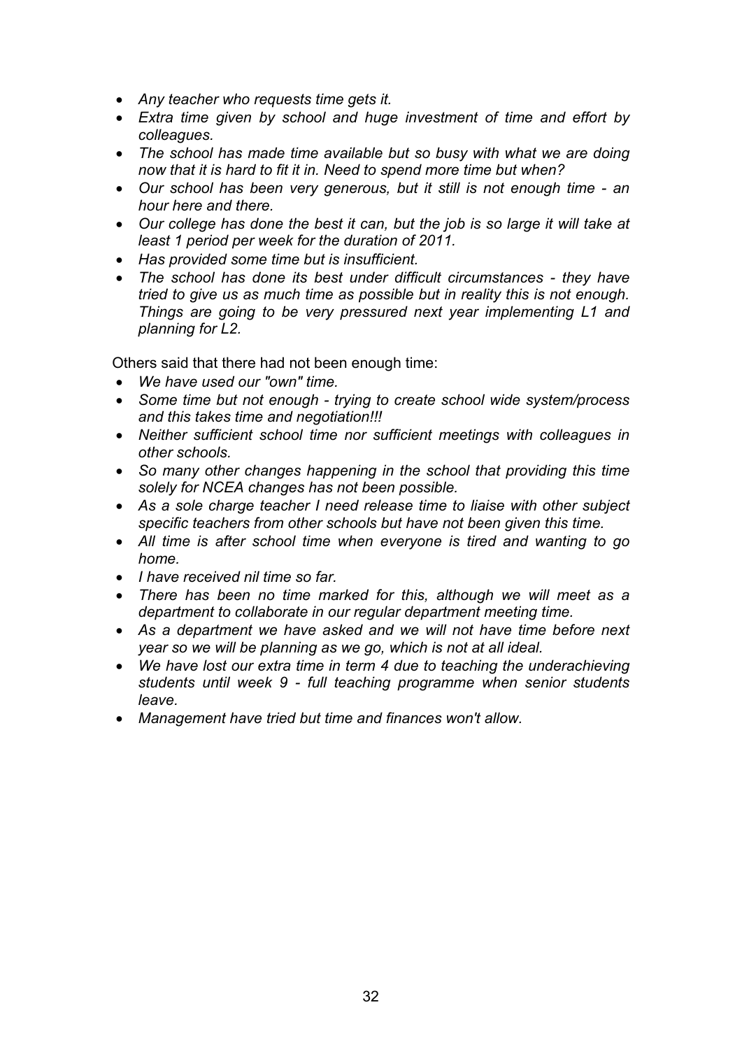- *Any teacher who requests time gets it.*
- *Extra time given by school and huge investment of time and effort by colleagues.*
- *The school has made time available but so busy with what we are doing now that it is hard to fit it in. Need to spend more time but when?*
- *Our school has been very generous, but it still is not enough time - an hour here and there.*
- *Our college has done the best it can, but the job is so large it will take at least 1 period per week for the duration of 2011.*
- *Has provided some time but is insufficient.*
- *The school has done its best under difficult circumstances - they have tried to give us as much time as possible but in reality this is not enough. Things are going to be very pressured next year implementing L1 and planning for L2.*

Others said that there had not been enough time:

- *We have used our "own" time.*
- *Some time but not enough - trying to create school wide system/process and this takes time and negotiation!!!*
- *Neither sufficient school time nor sufficient meetings with colleagues in other schools.*
- *So many other changes happening in the school that providing this time solely for NCEA changes has not been possible.*
- *As a sole charge teacher I need release time to liaise with other subject specific teachers from other schools but have not been given this time.*
- *All time is after school time when everyone is tired and wanting to go home.*
- *I have received nil time so far.*
- *There has been no time marked for this, although we will meet as a department to collaborate in our regular department meeting time.*
- *As a department we have asked and we will not have time before next year so we will be planning as we go, which is not at all ideal.*
- *We have lost our extra time in term 4 due to teaching the underachieving students until week 9 - full teaching programme when senior students leave.*
- *Management have tried but time and finances won't allow.*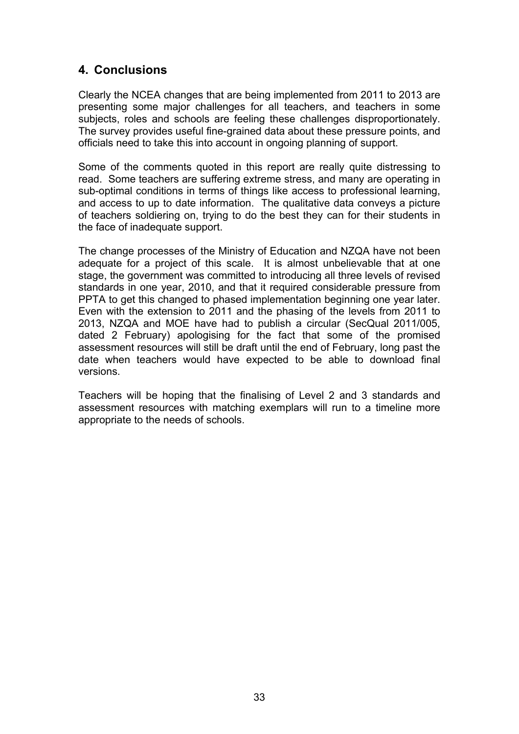## 4. Conclusions

Clearly the NCEA changes that are being implemented from 2011 to 2013 are presenting some major challenges for all teachers, and teachers in some subjects, roles and schools are feeling these challenges disproportionately. The survey provides useful fine-grained data about these pressure points, and officials need to take this into account in ongoing planning of support.

Some of the comments quoted in this report are really quite distressing to read. Some teachers are suffering extreme stress, and many are operating in sub-optimal conditions in terms of things like access to professional learning, and access to up to date information. The qualitative data conveys a picture of teachers soldiering on, trying to do the best they can for their students in the face of inadequate support.

The change processes of the Ministry of Education and NZQA have not been adequate for a project of this scale. It is almost unbelievable that at one stage, the government was committed to introducing all three levels of revised standards in one year, 2010, and that it required considerable pressure from PPTA to get this changed to phased implementation beginning one year later. Even with the extension to 2011 and the phasing of the levels from 2011 to 2013, NZQA and MOE have had to publish a circular (SecQual 2011/005, dated 2 February) apologising for the fact that some of the promised assessment resources will still be draft until the end of February, long past the date when teachers would have expected to be able to download final versions.

Teachers will be hoping that the finalising of Level 2 and 3 standards and assessment resources with matching exemplars will run to a timeline more appropriate to the needs of schools.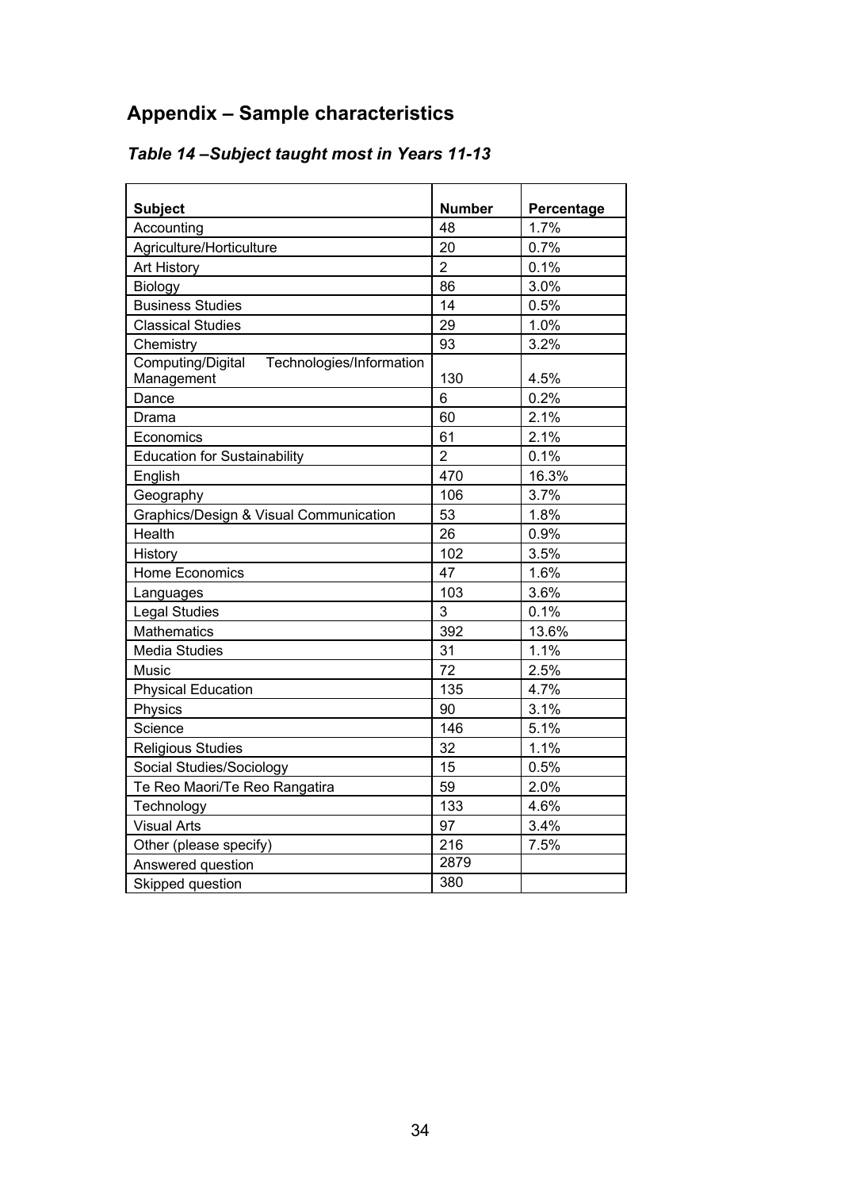## Appendix – Sample characteristics

### *Table 14 –Subject taught most in Years 11-13*

| Subject | Number | Percentage |
|---|---|---|
| Accounting | 48 | 1.7% |
| Agriculture/Horticulture | 20 | 0.7% |
| Art History | 2 | 0.1% |
| Biology | 86 | 3.0% |
| Business Studies | 14 | 0.5% |
| Classical Studies | 29 | 1.0% |
| Chemistry | 93 | 3.2% |
| Computing/Digital Technologies/Information Management | 130 | 4.5% |
| Dance | 6 | 0.2% |
| Drama | 60 | 2.1% |
| Economics | 61 | 2.1% |
| Education for Sustainability | 2 | 0.1% |
| English | 470 | 16.3% |
| Geography | 106 | 3.7% |
| Graphics/Design & Visual Communication | 53 | 1.8% |
| Health | 26 | 0.9% |
| History | 102 | 3.5% |
| Home Economics | 47 | 1.6% |
| Languages | 103 | 3.6% |
| Legal Studies | 3 | 0.1% |
| Mathematics | 392 | 13.6% |
| Media Studies | 31 | 1.1% |
| Music | 72 | 2.5% |
| Physical Education | 135 | 4.7% |
| Physics | 90 | 3.1% |
| Science | 146 | 5.1% |
| Religious Studies | 32 | 1.1% |
| Social Studies/Sociology | 15 | 0.5% |
| Te Reo Maori/Te Reo Rangatira | 59 | 2.0% |
| Technology | 133 | 4.6% |
| Visual Arts | 97 | 3.4% |
| Other (please specify) | 216 | 7.5% |
| Answered question | 2879 | |
| Skipped question | 380 | |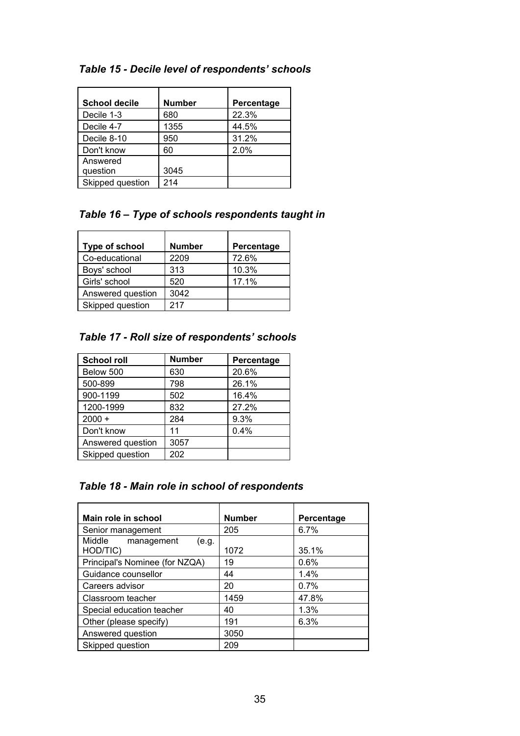### *Table 15 - Decile level of respondents' schools*

| School decile | Number | Percentage |
|---|---|---|
| Decile 1-3 | 680 | 22.3% |
| Decile 4-7 | 1355 | 44.5% |
| Decile 8-10 | 950 | 31.2% |
| Don't know | 60 | 2.0% |
| Answered question | 3045 | |
| Skipped question | 214 | |

### *Table 16 – Type of schools respondents taught in*

| Type of school | Number | Percentage |
|---|---|---|
| Co-educational | 2209 | 72.6% |
| Boys' school | 313 | 10.3% |
| Girls' school | 520 | 17.1% |
| Answered question | 3042 | |
| Skipped question | 217 | |

### *Table 17 - Roll size of respondents' schools*

| School roll | Number | Percentage |
|---|---|---|
| Below 500 | 630 | 20.6% |
| 500-899 | 798 | 26.1% |
| 900-1199 | 502 | 16.4% |
| 1200-1999 | 832 | 27.2% |
| 2000 + | 284 | 9.3% |
| Don't know | 11 | 0.4% |
| Answered question | 3057 | |
| Skipped question | 202 | |

### *Table 18 - Main role in school of respondents*

| Main role in school | Number | Percentage |
|---|---|---|
| Senior management | 205 | 6.7% |
| Middle management (e.g. HOD/TIC) | 1072 | 35.1% |
| Principal's Nominee (for NZQA) | 19 | 0.6% |
| Guidance counsellor | 44 | 1.4% |
| Careers advisor | 20 | 0.7% |
| Classroom teacher | 1459 | 47.8% |
| Special education teacher | 40 | 1.3% |
| Other (please specify) | 191 | 6.3% |
| Answered question | 3050 | |
| Skipped question | 209 | |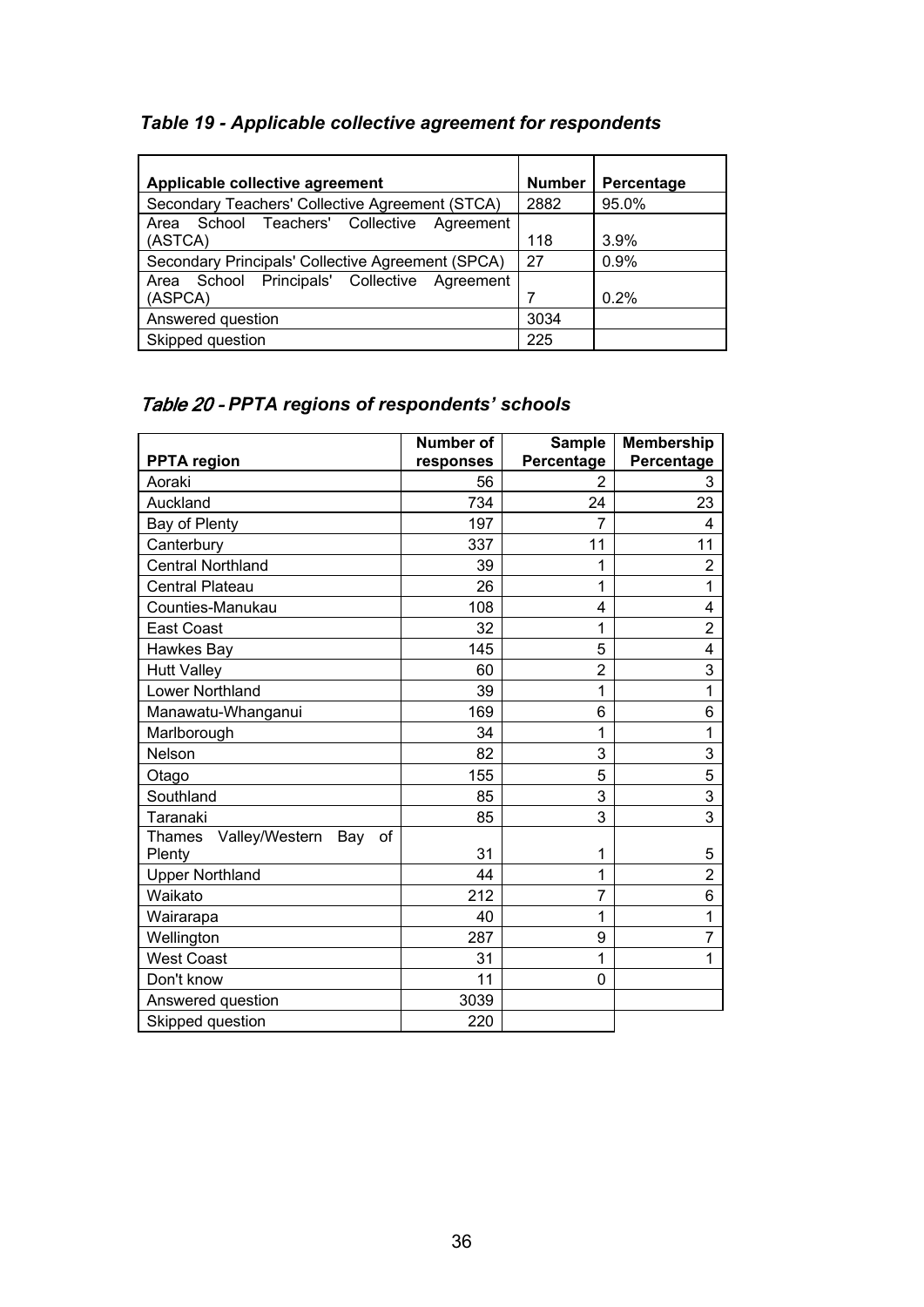### *Table 19 - Applicable collective agreement for respondents*

| Applicable collective agreement | Number | Percentage |
|---|---|---|
| Secondary Teachers' Collective Agreement (STCA) | 2882 | 95.0% |
| Area School Teachers' Collective Agreement (ASTCA) | 118 | 3.9% |
| Secondary Principals' Collective Agreement (SPCA) | 27 | 0.9% |
| Area School Principals' Collective Agreement (ASPCA) | 7 | 0.2% |
| Answered question | 3034 | |
| Skipped question | 225 | |

### *Table 20 - PPTA regions of respondents' schools*

| PPTA region | Number of responses | Sample Percentage | Membership Percentage |
|---|---|---|---|
| Aoraki | 56 | 2 | 3 |
| Auckland | 734 | 24 | 23 |
| Bay of Plenty | 197 | 7 | 4 |
| Canterbury | 337 | 11 | 11 |
| Central Northland | 39 | 1 | 2 |
| Central Plateau | 26 | 1 | 1 |
| Counties-Manukau | 108 | 4 | 4 |
| East Coast | 32 | 1 | 2 |
| Hawkes Bay | 145 | 5 | 4 |
| Hutt Valley | 60 | 2 | 3 |
| Lower Northland | 39 | 1 | 1 |
| Manawatu-Whanganui | 169 | 6 | 6 |
| Marlborough | 34 | 1 | 1 |
| Nelson | 82 | 3 | 3 |
| Otago | 155 | 5 | 5 |
| Southland | 85 | 3 | 3 |
| Taranaki | 85 | 3 | 3 |
| Thames Valley/Western Bay of Plenty | 31 | 1 | 5 |
| Upper Northland | 44 | 1 | 2 |
| Waikato | 212 | 7 | 6 |
| Wairarapa | 40 | 1 | 1 |
| Wellington | 287 | 9 | 7 |
| West Coast | 31 | 1 | 1 |
| Don't know | 11 | 0 | |
| Answered question | 3039 | | |
| Skipped question | 220 | | |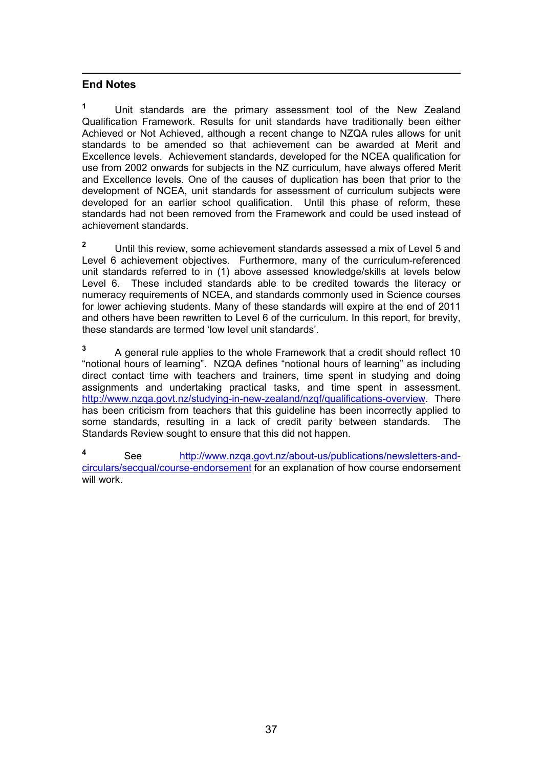## End Notes

[1] Unit standards are the primary assessment tool of the New Zealand Qualification Framework. Results for unit standards have traditionally been either Achieved or Not Achieved, although a recent change to NZQA rules allows for unit standards to be amended so that achievement can be awarded at Merit and Excellence levels. Achievement standards, developed for the NCEA qualification for use from 2002 onwards for subjects in the NZ curriculum, have always offered Merit and Excellence levels. One of the causes of duplication has been that prior to the development of NCEA, unit standards for assessment of curriculum subjects were developed for an earlier school qualification. Until this phase of reform, these standards had not been removed from the Framework and could be used instead of achievement standards.

[2] Until this review, some achievement standards assessed a mix of Level 5 and Level 6 achievement objectives. Furthermore, many of the curriculum-referenced unit standards referred to in (1) above assessed knowledge/skills at levels below Level 6. These included standards able to be credited towards the literacy or numeracy requirements of NCEA, and standards commonly used in Science courses for lower achieving students. Many of these standards will expire at the end of 2011 and others have been rewritten to Level 6 of the curriculum. In this report, for brevity, these standards are termed 'low level unit standards'.

[3] A general rule applies to the whole Framework that a credit should reflect 10 "notional hours of learning". NZQA defines "notional hours of learning" as including direct contact time with teachers and trainers, time spent in studying and doing assignments and undertaking practical tasks, and time spent in assessment. http://www.nzqa.govt.nz/studying-in-new-zealand/nzqf/qualifications-overview. There has been criticism from teachers that this guideline has been incorrectly applied to some standards, resulting in a lack of credit parity between standards. The Standards Review sought to ensure that this did not happen.

[4] See http://www.nzqa.govt.nz/about-us/publications/newsletters-and-circulars/secqual/course-endorsement for an explanation of how course endorsement will work.